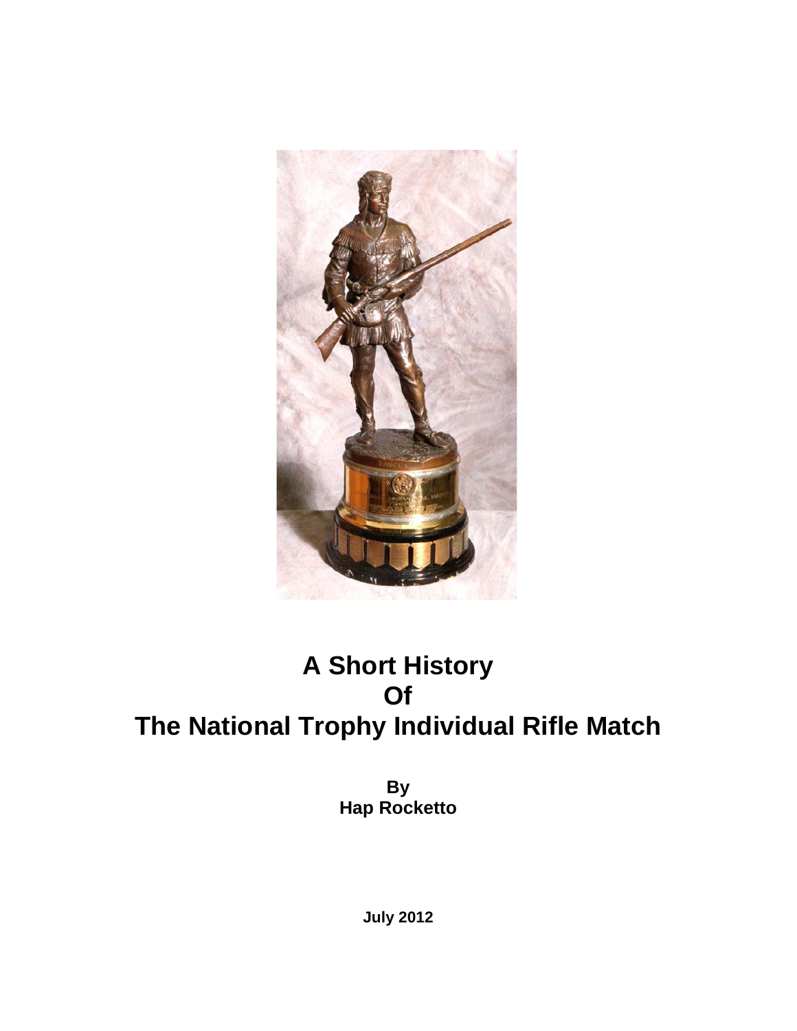# A Short History Of The National Trophy Individual Rifle Match

**By**
**Hap Rocketto**

**July 2012**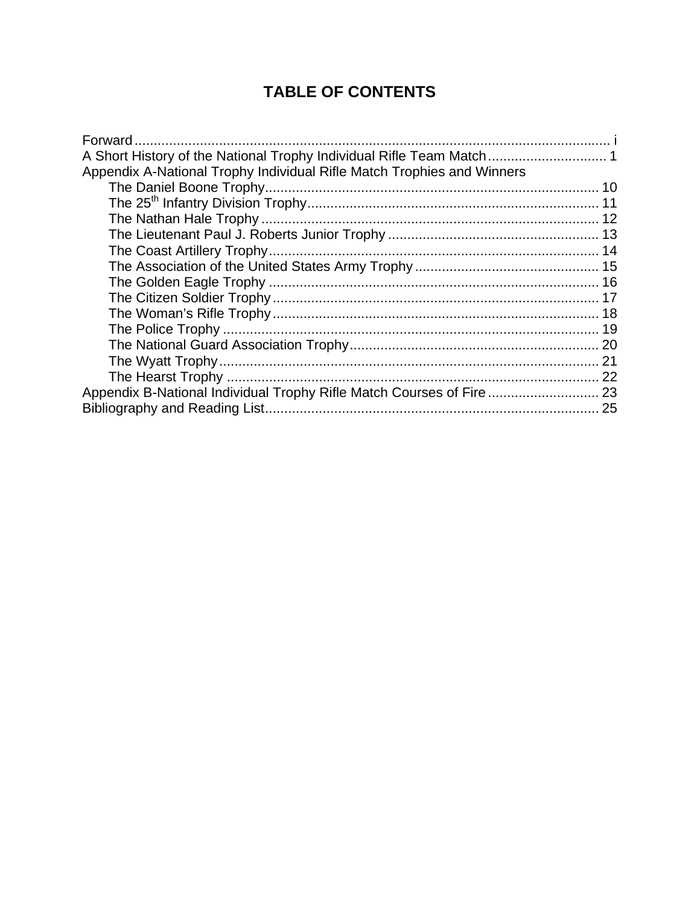# TABLE OF CONTENTS

Forward ..... i
A Short History of the National Trophy Individual Rifle Team Match ..... 1
Appendix A-National Trophy Individual Rifle Match Trophies and Winners
- The Daniel Boone Trophy ..... 10
- The 25th Infantry Division Trophy ..... 11
- The Nathan Hale Trophy ..... 12
- The Lieutenant Paul J. Roberts Junior Trophy ..... 13
- The Coast Artillery Trophy ..... 14
- The Association of the United States Army Trophy ..... 15
- The Golden Eagle Trophy ..... 16
- The Citizen Soldier Trophy ..... 17
- The Woman's Rifle Trophy ..... 18
- The Police Trophy ..... 19
- The National Guard Association Trophy ..... 20
- The Wyatt Trophy ..... 21
- The Hearst Trophy ..... 22

Appendix B-National Individual Trophy Rifle Match Courses of Fire ..... 23
Bibliography and Reading List ..... 25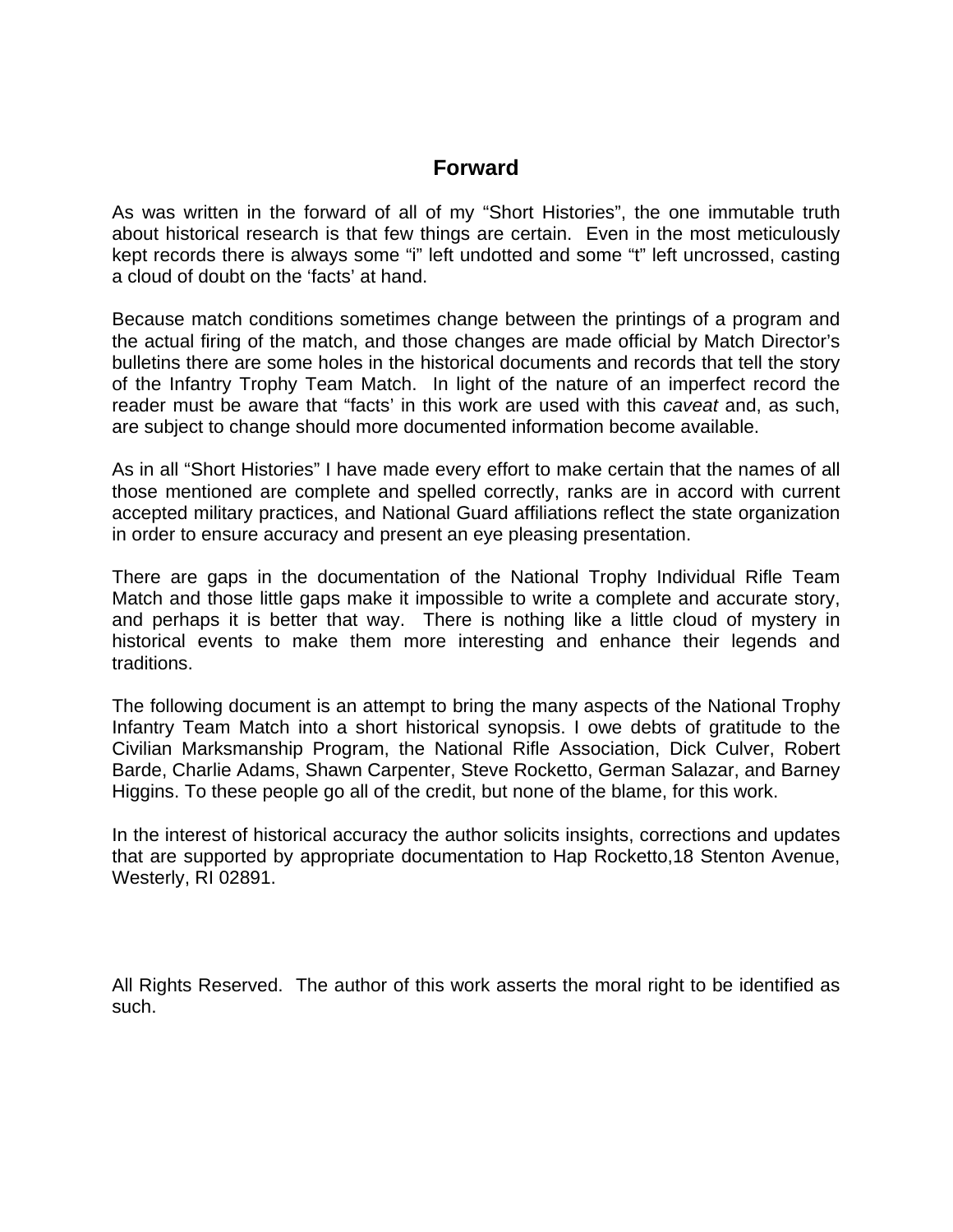# Forward

As was written in the forward of all of my "Short Histories", the one immutable truth about historical research is that few things are certain. Even in the most meticulously kept records there is always some "i" left undotted and some "t" left uncrossed, casting a cloud of doubt on the 'facts' at hand.

Because match conditions sometimes change between the printings of a program and the actual firing of the match, and those changes are made official by Match Director's bulletins there are some holes in the historical documents and records that tell the story of the Infantry Trophy Team Match. In light of the nature of an imperfect record the reader must be aware that "facts' in this work are used with this *caveat* and, as such, are subject to change should more documented information become available.

As in all "Short Histories" I have made every effort to make certain that the names of all those mentioned are complete and spelled correctly, ranks are in accord with current accepted military practices, and National Guard affiliations reflect the state organization in order to ensure accuracy and present an eye pleasing presentation.

There are gaps in the documentation of the National Trophy Individual Rifle Team Match and those little gaps make it impossible to write a complete and accurate story, and perhaps it is better that way. There is nothing like a little cloud of mystery in historical events to make them more interesting and enhance their legends and traditions.

The following document is an attempt to bring the many aspects of the National Trophy Infantry Team Match into a short historical synopsis. I owe debts of gratitude to the Civilian Marksmanship Program, the National Rifle Association, Dick Culver, Robert Barde, Charlie Adams, Shawn Carpenter, Steve Rocketto, German Salazar, and Barney Higgins. To these people go all of the credit, but none of the blame, for this work.

In the interest of historical accuracy the author solicits insights, corrections and updates that are supported by appropriate documentation to Hap Rocketto,18 Stenton Avenue, Westerly, RI 02891.

All Rights Reserved. The author of this work asserts the moral right to be identified as such.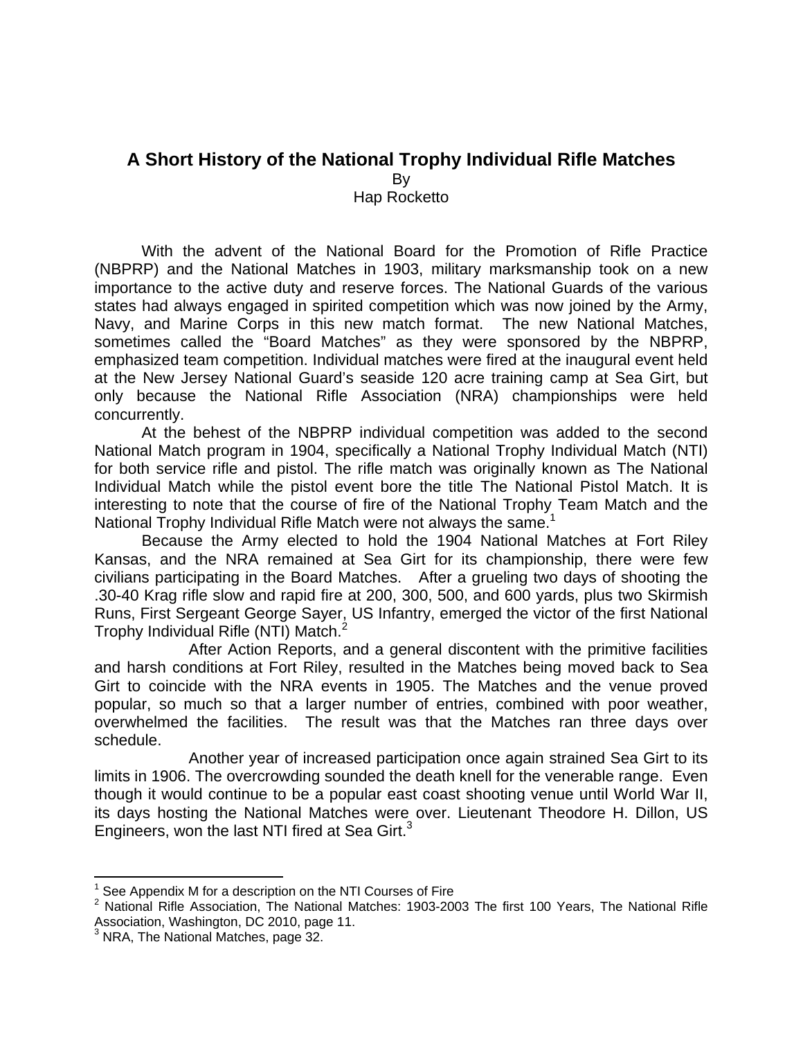# A Short History of the National Trophy Individual Rifle Matches

By

Hap Rocketto

With the advent of the National Board for the Promotion of Rifle Practice (NBPRP) and the National Matches in 1903, military marksmanship took on a new importance to the active duty and reserve forces. The National Guards of the various states had always engaged in spirited competition which was now joined by the Army, Navy, and Marine Corps in this new match format. The new National Matches, sometimes called the "Board Matches" as they were sponsored by the NBPRP, emphasized team competition. Individual matches were fired at the inaugural event held at the New Jersey National Guard's seaside 120 acre training camp at Sea Girt, but only because the National Rifle Association (NRA) championships were held concurrently.

At the behest of the NBPRP individual competition was added to the second National Match program in 1904, specifically a National Trophy Individual Match (NTI) for both service rifle and pistol. The rifle match was originally known as The National Individual Match while the pistol event bore the title The National Pistol Match. It is interesting to note that the course of fire of the National Trophy Team Match and the National Trophy Individual Rifle Match were not always the same.[1]

Because the Army elected to hold the 1904 National Matches at Fort Riley Kansas, and the NRA remained at Sea Girt for its championship, there were few civilians participating in the Board Matches. After a grueling two days of shooting the .30-40 Krag rifle slow and rapid fire at 200, 300, 500, and 600 yards, plus two Skirmish Runs, First Sergeant George Sayer, US Infantry, emerged the victor of the first National Trophy Individual Rifle (NTI) Match.[2]

After Action Reports, and a general discontent with the primitive facilities and harsh conditions at Fort Riley, resulted in the Matches being moved back to Sea Girt to coincide with the NRA events in 1905. The Matches and the venue proved popular, so much so that a larger number of entries, combined with poor weather, overwhelmed the facilities. The result was that the Matches ran three days over schedule.

Another year of increased participation once again strained Sea Girt to its limits in 1906. The overcrowding sounded the death knell for the venerable range. Even though it would continue to be a popular east coast shooting venue until World War II, its days hosting the National Matches were over. Lieutenant Theodore H. Dillon, US Engineers, won the last NTI fired at Sea Girt.[3]

---

[1] See Appendix M for a description on the NTI Courses of Fire

[2] National Rifle Association, The National Matches: 1903-2003 The first 100 Years, The National Rifle Association, Washington, DC 2010, page 11.

[3] NRA, The National Matches, page 32.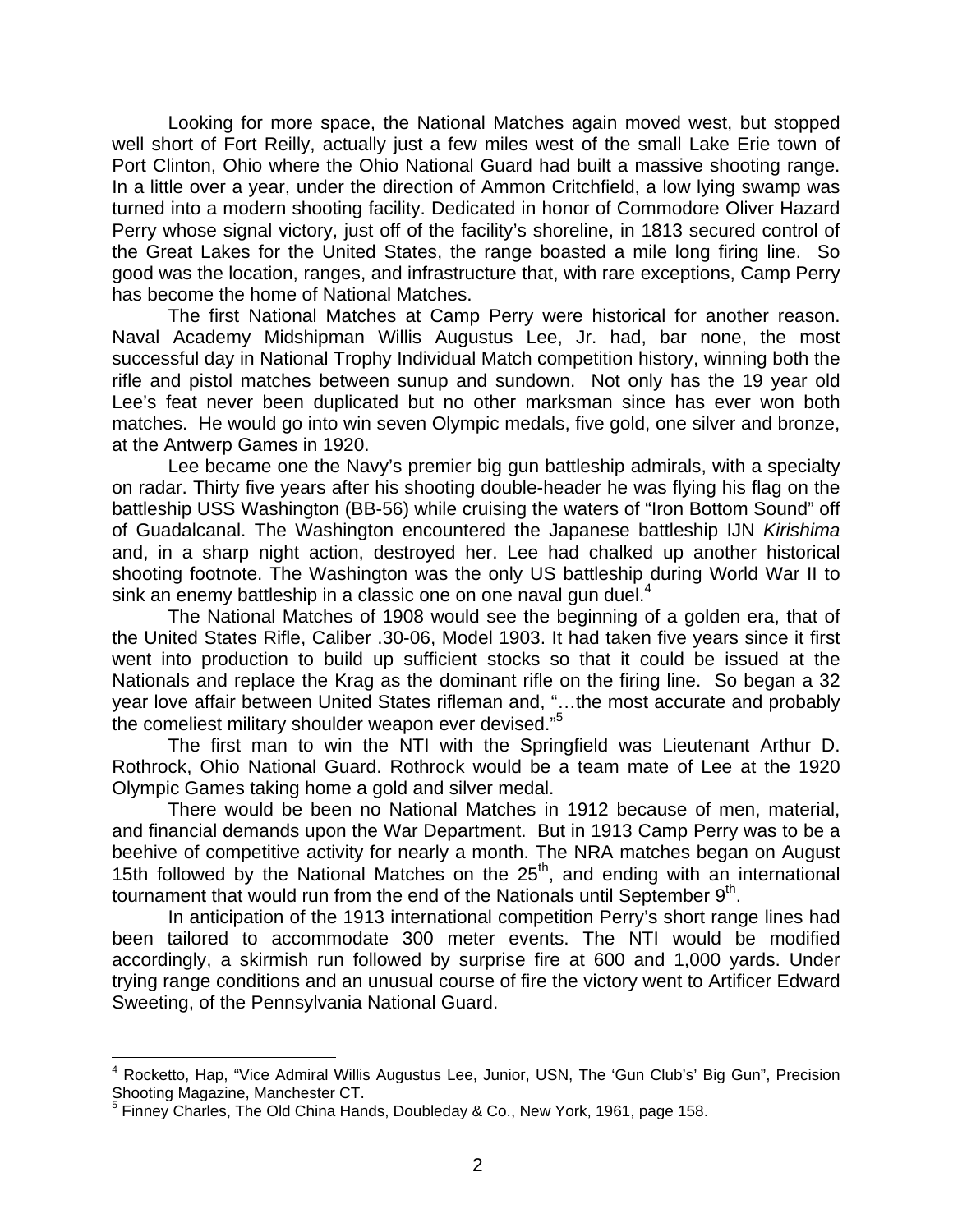Looking for more space, the National Matches again moved west, but stopped well short of Fort Reilly, actually just a few miles west of the small Lake Erie town of Port Clinton, Ohio where the Ohio National Guard had built a massive shooting range. In a little over a year, under the direction of Ammon Critchfield, a low lying swamp was turned into a modern shooting facility. Dedicated in honor of Commodore Oliver Hazard Perry whose signal victory, just off of the facility's shoreline, in 1813 secured control of the Great Lakes for the United States, the range boasted a mile long firing line. So good was the location, ranges, and infrastructure that, with rare exceptions, Camp Perry has become the home of National Matches.

The first National Matches at Camp Perry were historical for another reason. Naval Academy Midshipman Willis Augustus Lee, Jr. had, bar none, the most successful day in National Trophy Individual Match competition history, winning both the rifle and pistol matches between sunup and sundown. Not only has the 19 year old Lee's feat never been duplicated but no other marksman since has ever won both matches. He would go into win seven Olympic medals, five gold, one silver and bronze, at the Antwerp Games in 1920.

Lee became one the Navy's premier big gun battleship admirals, with a specialty on radar. Thirty five years after his shooting double-header he was flying his flag on the battleship USS Washington (BB-56) while cruising the waters of "Iron Bottom Sound" off of Guadalcanal. The Washington encountered the Japanese battleship IJN *Kirishima* and, in a sharp night action, destroyed her. Lee had chalked up another historical shooting footnote. The Washington was the only US battleship during World War II to sink an enemy battleship in a classic one on one naval gun duel.[4]

The National Matches of 1908 would see the beginning of a golden era, that of the United States Rifle, Caliber .30-06, Model 1903. It had taken five years since it first went into production to build up sufficient stocks so that it could be issued at the Nationals and replace the Krag as the dominant rifle on the firing line. So began a 32 year love affair between United States rifleman and, "…the most accurate and probably the comeliest military shoulder weapon ever devised."[5]

The first man to win the NTI with the Springfield was Lieutenant Arthur D. Rothrock, Ohio National Guard. Rothrock would be a team mate of Lee at the 1920 Olympic Games taking home a gold and silver medal.

There would be been no National Matches in 1912 because of men, material, and financial demands upon the War Department. But in 1913 Camp Perry was to be a beehive of competitive activity for nearly a month. The NRA matches began on August 15th followed by the National Matches on the 25th, and ending with an international tournament that would run from the end of the Nationals until September 9th.

In anticipation of the 1913 international competition Perry's short range lines had been tailored to accommodate 300 meter events. The NTI would be modified accordingly, a skirmish run followed by surprise fire at 600 and 1,000 yards. Under trying range conditions and an unusual course of fire the victory went to Artificer Edward Sweeting, of the Pennsylvania National Guard.

---

[4] Rocketto, Hap, "Vice Admiral Willis Augustus Lee, Junior, USN, The 'Gun Club's' Big Gun", Precision Shooting Magazine, Manchester CT.

[5] Finney Charles, The Old China Hands, Doubleday & Co., New York, 1961, page 158.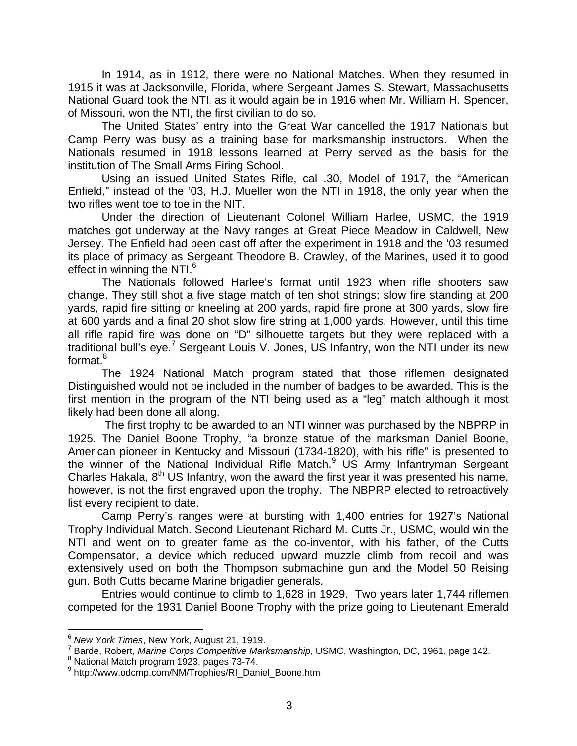In 1914, as in 1912, there were no National Matches. When they resumed in 1915 it was at Jacksonville, Florida, where Sergeant James S. Stewart, Massachusetts National Guard took the NTI, as it would again be in 1916 when Mr. William H. Spencer, of Missouri, won the NTI, the first civilian to do so.

The United States' entry into the Great War cancelled the 1917 Nationals but Camp Perry was busy as a training base for marksmanship instructors. When the Nationals resumed in 1918 lessons learned at Perry served as the basis for the institution of The Small Arms Firing School.

Using an issued United States Rifle, cal .30, Model of 1917, the "American Enfield," instead of the '03, H.J. Mueller won the NTI in 1918, the only year when the two rifles went toe to toe in the NIT.

Under the direction of Lieutenant Colonel William Harlee, USMC, the 1919 matches got underway at the Navy ranges at Great Piece Meadow in Caldwell, New Jersey. The Enfield had been cast off after the experiment in 1918 and the '03 resumed its place of primacy as Sergeant Theodore B. Crawley, of the Marines, used it to good effect in winning the NTI.[6]

The Nationals followed Harlee's format until 1923 when rifle shooters saw change. They still shot a five stage match of ten shot strings: slow fire standing at 200 yards, rapid fire sitting or kneeling at 200 yards, rapid fire prone at 300 yards, slow fire at 600 yards and a final 20 shot slow fire string at 1,000 yards. However, until this time all rifle rapid fire was done on "D" silhouette targets but they were replaced with a traditional bull's eye.[7] Sergeant Louis V. Jones, US Infantry, won the NTI under its new format.[8]

The 1924 National Match program stated that those riflemen designated Distinguished would not be included in the number of badges to be awarded. This is the first mention in the program of the NTI being used as a "leg" match although it most likely had been done all along.

The first trophy to be awarded to an NTI winner was purchased by the NBPRP in 1925. The Daniel Boone Trophy, "a bronze statue of the marksman Daniel Boone, American pioneer in Kentucky and Missouri (1734-1820), with his rifle" is presented to the winner of the National Individual Rifle Match.[9] US Army Infantryman Sergeant Charles Hakala, 8th US Infantry, won the award the first year it was presented his name, however, is not the first engraved upon the trophy. The NBPRP elected to retroactively list every recipient to date.

Camp Perry's ranges were at bursting with 1,400 entries for 1927's National Trophy Individual Match. Second Lieutenant Richard M. Cutts Jr., USMC, would win the NTI and went on to greater fame as the co-inventor, with his father, of the Cutts Compensator, a device which reduced upward muzzle climb from recoil and was extensively used on both the Thompson submachine gun and the Model 50 Reising gun. Both Cutts became Marine brigadier generals.

Entries would continue to climb to 1,628 in 1929. Two years later 1,744 riflemen competed for the 1931 Daniel Boone Trophy with the prize going to Lieutenant Emerald

---

[6] *New York Times*, New York, August 21, 1919.

[7] Barde, Robert, *Marine Corps Competitive Marksmanship*, USMC, Washington, DC, 1961, page 142.

[8] National Match program 1923, pages 73-74.

[9] http://www.odcmp.com/NM/Trophies/RI_Daniel_Boone.htm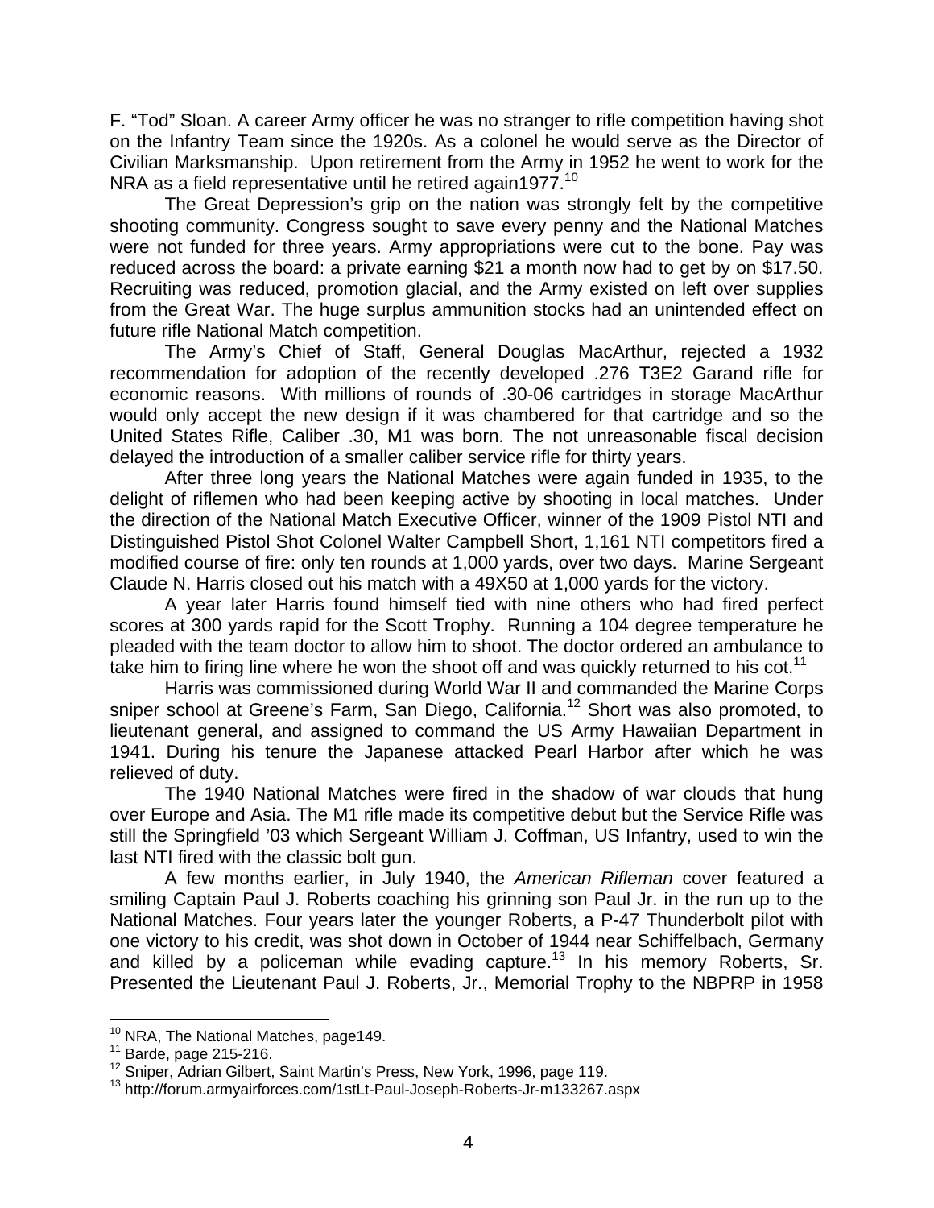F. “Tod” Sloan. A career Army officer he was no stranger to rifle competition having shot on the Infantry Team since the 1920s. As a colonel he would serve as the Director of Civilian Marksmanship. Upon retirement from the Army in 1952 he went to work for the NRA as a field representative until he retired again1977.[10]

The Great Depression’s grip on the nation was strongly felt by the competitive shooting community. Congress sought to save every penny and the National Matches were not funded for three years. Army appropriations were cut to the bone. Pay was reduced across the board: a private earning $21 a month now had to get by on $17.50. Recruiting was reduced, promotion glacial, and the Army existed on left over supplies from the Great War. The huge surplus ammunition stocks had an unintended effect on future rifle National Match competition.

The Army’s Chief of Staff, General Douglas MacArthur, rejected a 1932 recommendation for adoption of the recently developed .276 T3E2 Garand rifle for economic reasons. With millions of rounds of .30-06 cartridges in storage MacArthur would only accept the new design if it was chambered for that cartridge and so the United States Rifle, Caliber .30, M1 was born. The not unreasonable fiscal decision delayed the introduction of a smaller caliber service rifle for thirty years.

After three long years the National Matches were again funded in 1935, to the delight of riflemen who had been keeping active by shooting in local matches. Under the direction of the National Match Executive Officer, winner of the 1909 Pistol NTI and Distinguished Pistol Shot Colonel Walter Campbell Short, 1,161 NTI competitors fired a modified course of fire: only ten rounds at 1,000 yards, over two days. Marine Sergeant Claude N. Harris closed out his match with a 49X50 at 1,000 yards for the victory.

A year later Harris found himself tied with nine others who had fired perfect scores at 300 yards rapid for the Scott Trophy. Running a 104 degree temperature he pleaded with the team doctor to allow him to shoot. The doctor ordered an ambulance to take him to firing line where he won the shoot off and was quickly returned to his cot.[11]

Harris was commissioned during World War II and commanded the Marine Corps sniper school at Greene’s Farm, San Diego, California.[12] Short was also promoted, to lieutenant general, and assigned to command the US Army Hawaiian Department in 1941. During his tenure the Japanese attacked Pearl Harbor after which he was relieved of duty.

The 1940 National Matches were fired in the shadow of war clouds that hung over Europe and Asia. The M1 rifle made its competitive debut but the Service Rifle was still the Springfield ’03 which Sergeant William J. Coffman, US Infantry, used to win the last NTI fired with the classic bolt gun.

A few months earlier, in July 1940, the *American Rifleman* cover featured a smiling Captain Paul J. Roberts coaching his grinning son Paul Jr. in the run up to the National Matches. Four years later the younger Roberts, a P-47 Thunderbolt pilot with one victory to his credit, was shot down in October of 1944 near Schiffelbach, Germany and killed by a policeman while evading capture.[13] In his memory Roberts, Sr. Presented the Lieutenant Paul J. Roberts, Jr., Memorial Trophy to the NBPRP in 1958

---

[10] NRA, The National Matches, page149.
[11] Barde, page 215-216.
[12] Sniper, Adrian Gilbert, Saint Martin’s Press, New York, 1996, page 119.
[13] http://forum.armyairforces.com/1stLt-Paul-Joseph-Roberts-Jr-m133267.aspx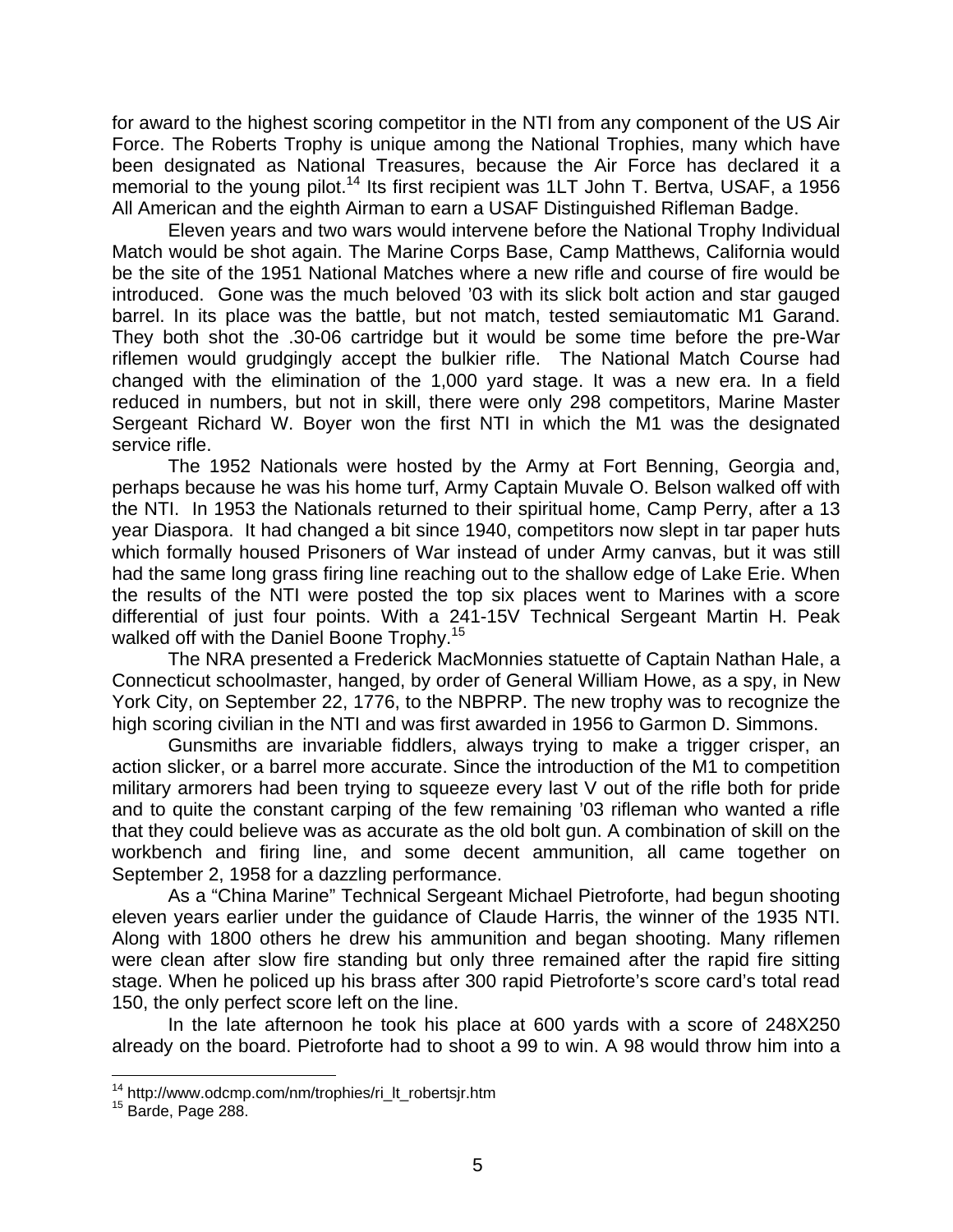for award to the highest scoring competitor in the NTI from any component of the US Air Force. The Roberts Trophy is unique among the National Trophies, many which have been designated as National Treasures, because the Air Force has declared it a memorial to the young pilot.[14] Its first recipient was 1LT John T. Bertva, USAF, a 1956 All American and the eighth Airman to earn a USAF Distinguished Rifleman Badge.

Eleven years and two wars would intervene before the National Trophy Individual Match would be shot again. The Marine Corps Base, Camp Matthews, California would be the site of the 1951 National Matches where a new rifle and course of fire would be introduced. Gone was the much beloved '03 with its slick bolt action and star gauged barrel. In its place was the battle, but not match, tested semiautomatic M1 Garand. They both shot the .30-06 cartridge but it would be some time before the pre-War riflemen would grudgingly accept the bulkier rifle. The National Match Course had changed with the elimination of the 1,000 yard stage. It was a new era. In a field reduced in numbers, but not in skill, there were only 298 competitors, Marine Master Sergeant Richard W. Boyer won the first NTI in which the M1 was the designated service rifle.

The 1952 Nationals were hosted by the Army at Fort Benning, Georgia and, perhaps because he was his home turf, Army Captain Muvale O. Belson walked off with the NTI. In 1953 the Nationals returned to their spiritual home, Camp Perry, after a 13 year Diaspora. It had changed a bit since 1940, competitors now slept in tar paper huts which formally housed Prisoners of War instead of under Army canvas, but it was still had the same long grass firing line reaching out to the shallow edge of Lake Erie. When the results of the NTI were posted the top six places went to Marines with a score differential of just four points. With a 241-15V Technical Sergeant Martin H. Peak walked off with the Daniel Boone Trophy.[15]

The NRA presented a Frederick MacMonnies statuette of Captain Nathan Hale, a Connecticut schoolmaster, hanged, by order of General William Howe, as a spy, in New York City, on September 22, 1776, to the NBPRP. The new trophy was to recognize the high scoring civilian in the NTI and was first awarded in 1956 to Garmon D. Simmons.

Gunsmiths are invariable fiddlers, always trying to make a trigger crisper, an action slicker, or a barrel more accurate. Since the introduction of the M1 to competition military armorers had been trying to squeeze every last V out of the rifle both for pride and to quite the constant carping of the few remaining '03 rifleman who wanted a rifle that they could believe was as accurate as the old bolt gun. A combination of skill on the workbench and firing line, and some decent ammunition, all came together on September 2, 1958 for a dazzling performance.

As a "China Marine" Technical Sergeant Michael Pietroforte, had begun shooting eleven years earlier under the guidance of Claude Harris, the winner of the 1935 NTI. Along with 1800 others he drew his ammunition and began shooting. Many riflemen were clean after slow fire standing but only three remained after the rapid fire sitting stage. When he policed up his brass after 300 rapid Pietroforte's score card's total read 150, the only perfect score left on the line.

In the late afternoon he took his place at 600 yards with a score of 248X250 already on the board. Pietroforte had to shoot a 99 to win. A 98 would throw him into a

---

[14] http://www.odcmp.com/nm/trophies/ri_lt_robertsjr.htm

[15] Barde, Page 288.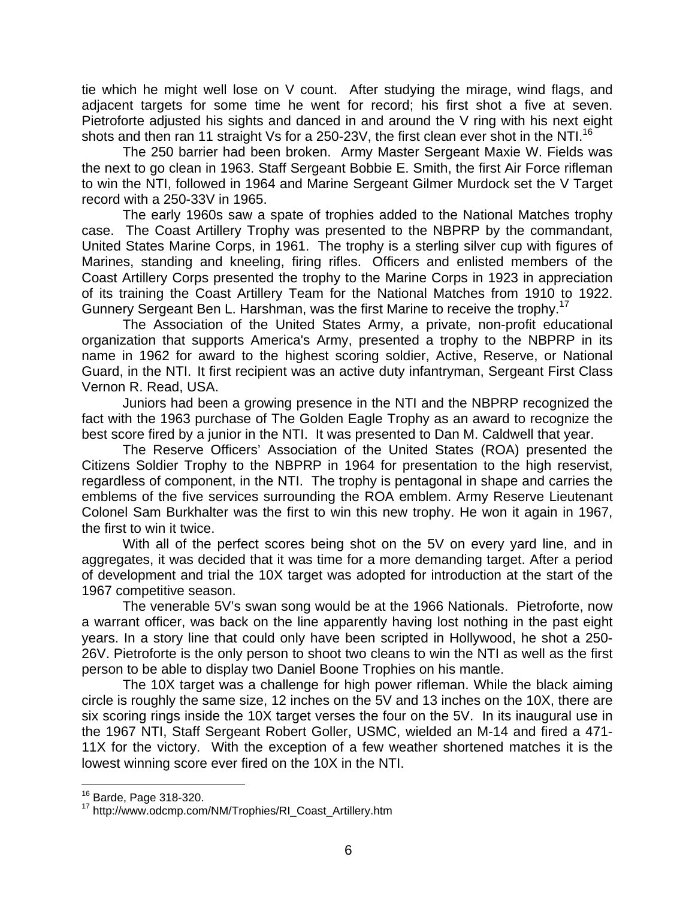tie which he might well lose on V count. After studying the mirage, wind flags, and adjacent targets for some time he went for record; his first shot a five at seven. Pietroforte adjusted his sights and danced in and around the V ring with his next eight shots and then ran 11 straight Vs for a 250-23V, the first clean ever shot in the NTI.[16]

The 250 barrier had been broken. Army Master Sergeant Maxie W. Fields was the next to go clean in 1963. Staff Sergeant Bobbie E. Smith, the first Air Force rifleman to win the NTI, followed in 1964 and Marine Sergeant Gilmer Murdock set the V Target record with a 250-33V in 1965.

The early 1960s saw a spate of trophies added to the National Matches trophy case. The Coast Artillery Trophy was presented to the NBPRP by the commandant, United States Marine Corps, in 1961. The trophy is a sterling silver cup with figures of Marines, standing and kneeling, firing rifles. Officers and enlisted members of the Coast Artillery Corps presented the trophy to the Marine Corps in 1923 in appreciation of its training the Coast Artillery Team for the National Matches from 1910 to 1922. Gunnery Sergeant Ben L. Harshman, was the first Marine to receive the trophy.[17]

The Association of the United States Army, a private, non-profit educational organization that supports America's Army, presented a trophy to the NBPRP in its name in 1962 for award to the highest scoring soldier, Active, Reserve, or National Guard, in the NTI. It first recipient was an active duty infantryman, Sergeant First Class Vernon R. Read, USA.

Juniors had been a growing presence in the NTI and the NBPRP recognized the fact with the 1963 purchase of The Golden Eagle Trophy as an award to recognize the best score fired by a junior in the NTI. It was presented to Dan M. Caldwell that year.

The Reserve Officers' Association of the United States (ROA) presented the Citizens Soldier Trophy to the NBPRP in 1964 for presentation to the high reservist, regardless of component, in the NTI. The trophy is pentagonal in shape and carries the emblems of the five services surrounding the ROA emblem. Army Reserve Lieutenant Colonel Sam Burkhalter was the first to win this new trophy. He won it again in 1967, the first to win it twice.

With all of the perfect scores being shot on the 5V on every yard line, and in aggregates, it was decided that it was time for a more demanding target. After a period of development and trial the 10X target was adopted for introduction at the start of the 1967 competitive season.

The venerable 5V's swan song would be at the 1966 Nationals. Pietroforte, now a warrant officer, was back on the line apparently having lost nothing in the past eight years. In a story line that could only have been scripted in Hollywood, he shot a 250-26V. Pietroforte is the only person to shoot two cleans to win the NTI as well as the first person to be able to display two Daniel Boone Trophies on his mantle.

The 10X target was a challenge for high power rifleman. While the black aiming circle is roughly the same size, 12 inches on the 5V and 13 inches on the 10X, there are six scoring rings inside the 10X target verses the four on the 5V. In its inaugural use in the 1967 NTI, Staff Sergeant Robert Goller, USMC, wielded an M-14 and fired a 471-11X for the victory. With the exception of a few weather shortened matches it is the lowest winning score ever fired on the 10X in the NTI.

---

[16] Barde, Page 318-320.

[17] http://www.odcmp.com/NM/Trophies/RI_Coast_Artillery.htm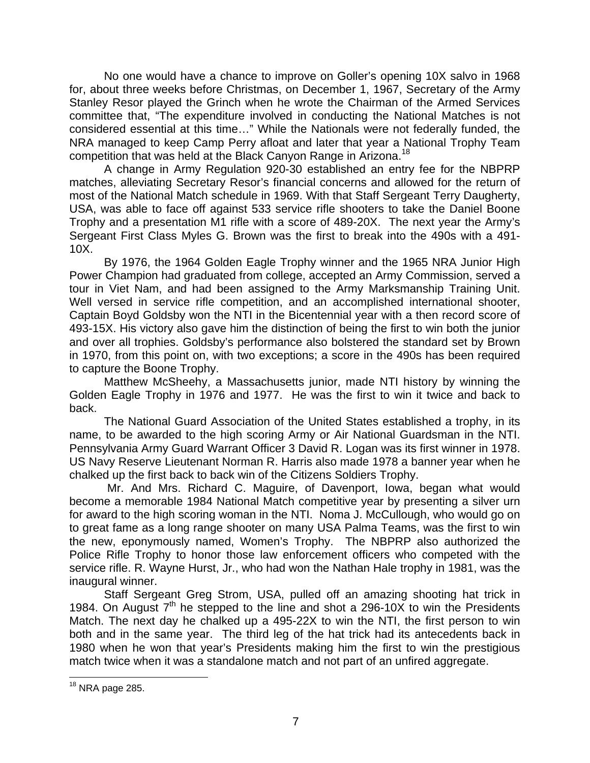No one would have a chance to improve on Goller's opening 10X salvo in 1968 for, about three weeks before Christmas, on December 1, 1967, Secretary of the Army Stanley Resor played the Grinch when he wrote the Chairman of the Armed Services committee that, "The expenditure involved in conducting the National Matches is not considered essential at this time…" While the Nationals were not federally funded, the NRA managed to keep Camp Perry afloat and later that year a National Trophy Team competition that was held at the Black Canyon Range in Arizona.[18]

A change in Army Regulation 920-30 established an entry fee for the NBPRP matches, alleviating Secretary Resor's financial concerns and allowed for the return of most of the National Match schedule in 1969. With that Staff Sergeant Terry Daugherty, USA, was able to face off against 533 service rifle shooters to take the Daniel Boone Trophy and a presentation M1 rifle with a score of 489-20X. The next year the Army's Sergeant First Class Myles G. Brown was the first to break into the 490s with a 491-10X.

By 1976, the 1964 Golden Eagle Trophy winner and the 1965 NRA Junior High Power Champion had graduated from college, accepted an Army Commission, served a tour in Viet Nam, and had been assigned to the Army Marksmanship Training Unit. Well versed in service rifle competition, and an accomplished international shooter, Captain Boyd Goldsby won the NTI in the Bicentennial year with a then record score of 493-15X. His victory also gave him the distinction of being the first to win both the junior and over all trophies. Goldsby's performance also bolstered the standard set by Brown in 1970, from this point on, with two exceptions; a score in the 490s has been required to capture the Boone Trophy.

Matthew McSheehy, a Massachusetts junior, made NTI history by winning the Golden Eagle Trophy in 1976 and 1977. He was the first to win it twice and back to back.

The National Guard Association of the United States established a trophy, in its name, to be awarded to the high scoring Army or Air National Guardsman in the NTI. Pennsylvania Army Guard Warrant Officer 3 David R. Logan was its first winner in 1978. US Navy Reserve Lieutenant Norman R. Harris also made 1978 a banner year when he chalked up the first back to back win of the Citizens Soldiers Trophy.

Mr. And Mrs. Richard C. Maguire, of Davenport, Iowa, began what would become a memorable 1984 National Match competitive year by presenting a silver urn for award to the high scoring woman in the NTI. Noma J. McCullough, who would go on to great fame as a long range shooter on many USA Palma Teams, was the first to win the new, eponymously named, Women's Trophy. The NBPRP also authorized the Police Rifle Trophy to honor those law enforcement officers who competed with the service rifle. R. Wayne Hurst, Jr., who had won the Nathan Hale trophy in 1981, was the inaugural winner.

Staff Sergeant Greg Strom, USA, pulled off an amazing shooting hat trick in 1984. On August 7th he stepped to the line and shot a 296-10X to win the Presidents Match. The next day he chalked up a 495-22X to win the NTI, the first person to win both and in the same year. The third leg of the hat trick had its antecedents back in 1980 when he won that year's Presidents making him the first to win the prestigious match twice when it was a standalone match and not part of an unfired aggregate.

---

[18] NRA page 285.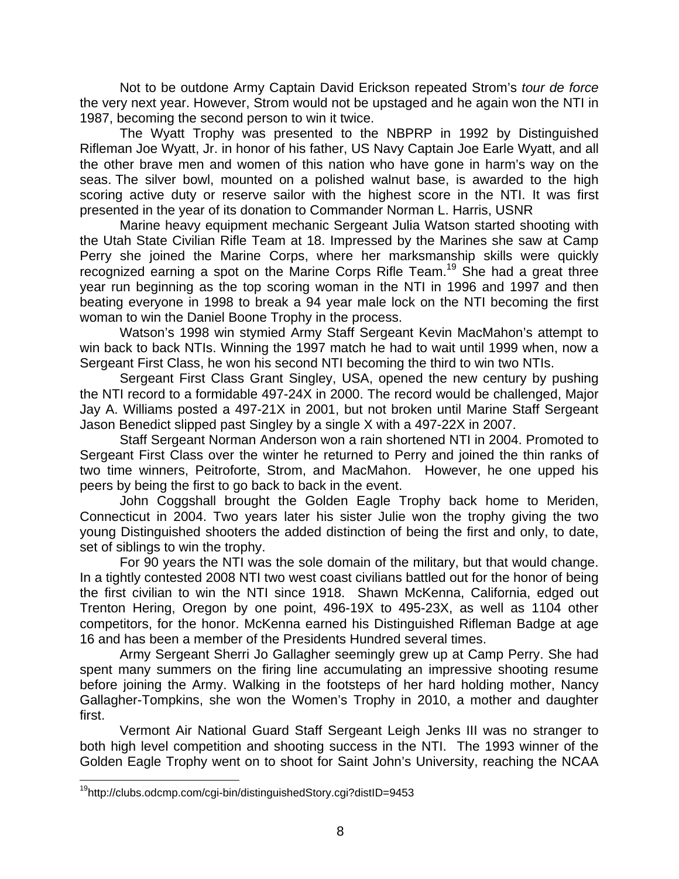Not to be outdone Army Captain David Erickson repeated Strom's *tour de force* the very next year. However, Strom would not be upstaged and he again won the NTI in 1987, becoming the second person to win it twice.

The Wyatt Trophy was presented to the NBPRP in 1992 by Distinguished Rifleman Joe Wyatt, Jr. in honor of his father, US Navy Captain Joe Earle Wyatt, and all the other brave men and women of this nation who have gone in harm's way on the seas. The silver bowl, mounted on a polished walnut base, is awarded to the high scoring active duty or reserve sailor with the highest score in the NTI. It was first presented in the year of its donation to Commander Norman L. Harris, USNR

Marine heavy equipment mechanic Sergeant Julia Watson started shooting with the Utah State Civilian Rifle Team at 18. Impressed by the Marines she saw at Camp Perry she joined the Marine Corps, where her marksmanship skills were quickly recognized earning a spot on the Marine Corps Rifle Team.[19] She had a great three year run beginning as the top scoring woman in the NTI in 1996 and 1997 and then beating everyone in 1998 to break a 94 year male lock on the NTI becoming the first woman to win the Daniel Boone Trophy in the process.

Watson's 1998 win stymied Army Staff Sergeant Kevin MacMahon's attempt to win back to back NTIs. Winning the 1997 match he had to wait until 1999 when, now a Sergeant First Class, he won his second NTI becoming the third to win two NTIs.

Sergeant First Class Grant Singley, USA, opened the new century by pushing the NTI record to a formidable 497-24X in 2000. The record would be challenged, Major Jay A. Williams posted a 497-21X in 2001, but not broken until Marine Staff Sergeant Jason Benedict slipped past Singley by a single X with a 497-22X in 2007.

Staff Sergeant Norman Anderson won a rain shortened NTI in 2004. Promoted to Sergeant First Class over the winter he returned to Perry and joined the thin ranks of two time winners, Peitroforte, Strom, and MacMahon. However, he one upped his peers by being the first to go back to back in the event.

John Coggshall brought the Golden Eagle Trophy back home to Meriden, Connecticut in 2004. Two years later his sister Julie won the trophy giving the two young Distinguished shooters the added distinction of being the first and only, to date, set of siblings to win the trophy.

For 90 years the NTI was the sole domain of the military, but that would change. In a tightly contested 2008 NTI two west coast civilians battled out for the honor of being the first civilian to win the NTI since 1918. Shawn McKenna, California, edged out Trenton Hering, Oregon by one point, 496-19X to 495-23X, as well as 1104 other competitors, for the honor. McKenna earned his Distinguished Rifleman Badge at age 16 and has been a member of the Presidents Hundred several times.

Army Sergeant Sherri Jo Gallagher seemingly grew up at Camp Perry. She had spent many summers on the firing line accumulating an impressive shooting resume before joining the Army. Walking in the footsteps of her hard holding mother, Nancy Gallagher-Tompkins, she won the Women's Trophy in 2010, a mother and daughter first.

Vermont Air National Guard Staff Sergeant Leigh Jenks III was no stranger to both high level competition and shooting success in the NTI. The 1993 winner of the Golden Eagle Trophy went on to shoot for Saint John's University, reaching the NCAA

[19] http://clubs.odcmp.com/cgi-bin/distinguishedStory.cgi?distID=9453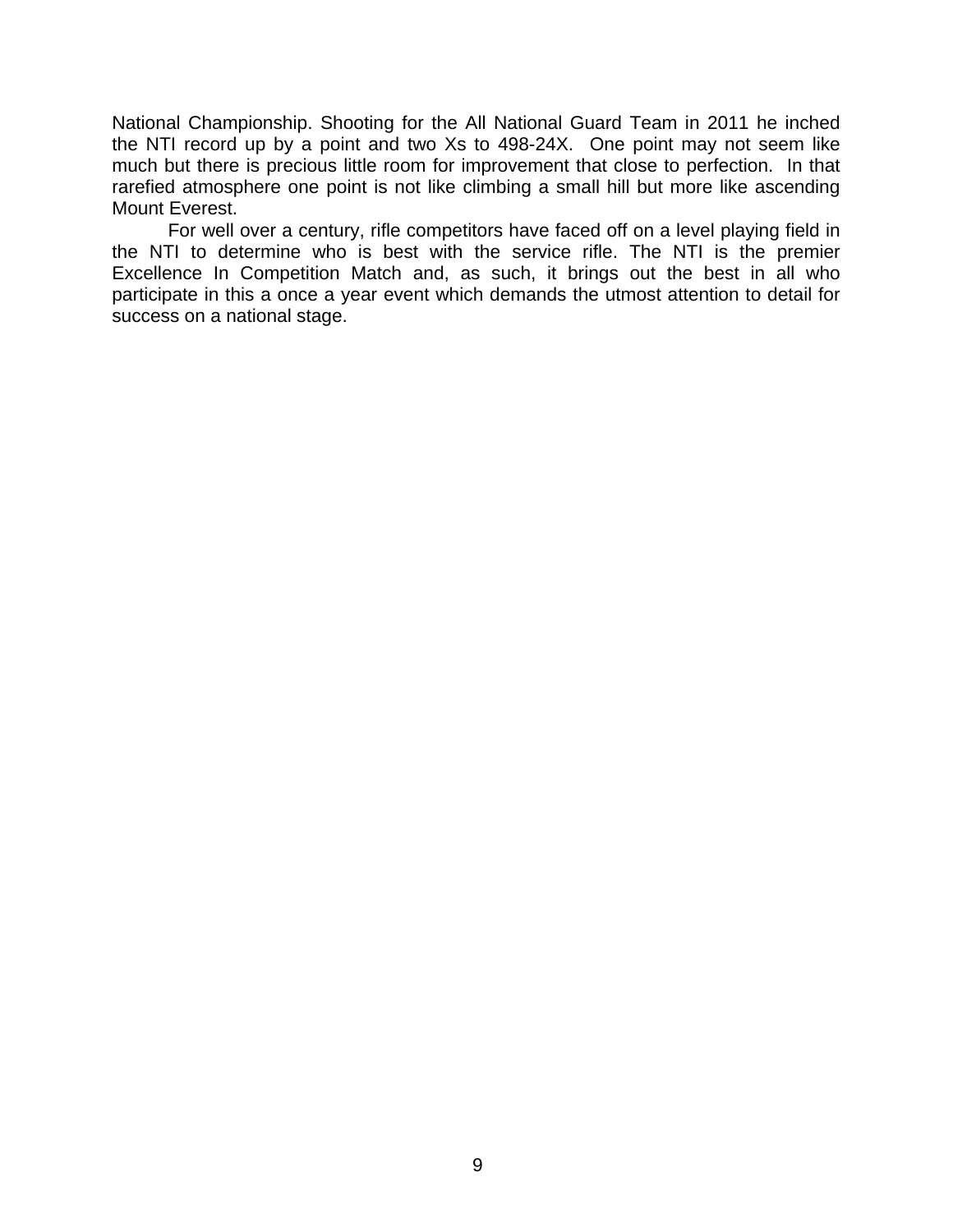National Championship. Shooting for the All National Guard Team in 2011 he inched the NTI record up by a point and two Xs to 498-24X. One point may not seem like much but there is precious little room for improvement that close to perfection. In that rarefied atmosphere one point is not like climbing a small hill but more like ascending Mount Everest.

For well over a century, rifle competitors have faced off on a level playing field in the NTI to determine who is best with the service rifle. The NTI is the premier Excellence In Competition Match and, as such, it brings out the best in all who participate in this a once a year event which demands the utmost attention to detail for success on a national stage.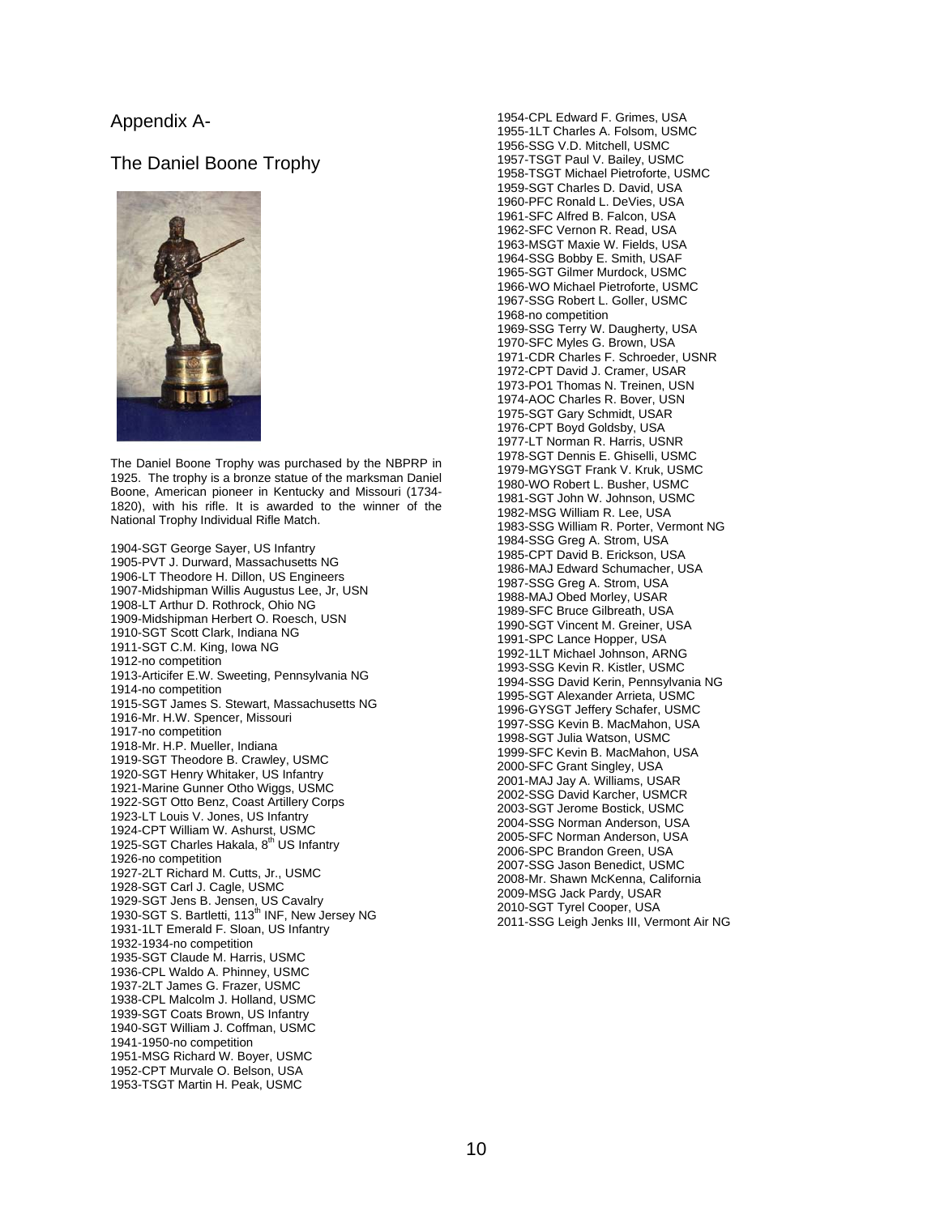# Appendix A-

## The Daniel Boone Trophy

The Daniel Boone Trophy was purchased by the NBPRP in 1925. The trophy is a bronze statue of the marksman Daniel Boone, American pioneer in Kentucky and Missouri (1734-1820), with his rifle. It is awarded to the winner of the National Trophy Individual Rifle Match.

1904-SGT George Sayer, US Infantry
1905-PVT J. Durward, Massachusetts NG
1906-LT Theodore H. Dillon, US Engineers
1907-Midshipman Willis Augustus Lee, Jr, USN
1908-LT Arthur D. Rothrock, Ohio NG
1909-Midshipman Herbert O. Roesch, USN
1910-SGT Scott Clark, Indiana NG
1911-SGT C.M. King, Iowa NG
1912-no competition
1913-Articifer E.W. Sweeting, Pennsylvania NG
1914-no competition
1915-SGT James S. Stewart, Massachusetts NG
1916-Mr. H.W. Spencer, Missouri
1917-no competition
1918-Mr. H.P. Mueller, Indiana
1919-SGT Theodore B. Crawley, USMC
1920-SGT Henry Whitaker, US Infantry
1921-Marine Gunner Otho Wiggs, USMC
1922-SGT Otto Benz, Coast Artillery Corps
1923-LT Louis V. Jones, US Infantry
1924-CPT William W. Ashurst, USMC
1925-SGT Charles Hakala, 8th US Infantry
1926-no competition
1927-2LT Richard M. Cutts, Jr., USMC
1928-SGT Carl J. Cagle, USMC
1929-SGT Jens B. Jensen, US Cavalry
1930-SGT S. Bartletti, 113th INF, New Jersey NG
1931-1LT Emerald F. Sloan, US Infantry
1932-1934-no competition
1935-SGT Claude M. Harris, USMC
1936-CPL Waldo A. Phinney, USMC
1937-2LT James G. Frazer, USMC
1938-CPL Malcolm J. Holland, USMC
1939-SGT Coats Brown, US Infantry
1940-SGT William J. Coffman, USMC
1941-1950-no competition
1951-MSG Richard W. Boyer, USMC
1952-CPT Murvale O. Belson, USA
1953-TSGT Martin H. Peak, USMC
1954-CPL Edward F. Grimes, USA
1955-1LT Charles A. Folsom, USMC
1956-SSG V.D. Mitchell, USMC
1957-TSGT Paul V. Bailey, USMC
1958-TSGT Michael Pietroforte, USMC
1959-SGT Charles D. David, USA
1960-PFC Ronald L. DeVies, USA
1961-SFC Alfred B. Falcon, USA
1962-SFC Vernon R. Read, USA
1963-MSGT Maxie W. Fields, USA
1964-SSG Bobby E. Smith, USAF
1965-SGT Gilmer Murdock, USMC
1966-WO Michael Pietroforte, USMC
1967-SSG Robert L. Goller, USMC
1968-no competition
1969-SSG Terry W. Daugherty, USA
1970-SFC Myles G. Brown, USA
1971-CDR Charles F. Schroeder, USNR
1972-CPT David J. Cramer, USAR
1973-PO1 Thomas N. Treinen, USN
1974-AOC Charles R. Bover, USN
1975-SGT Gary Schmidt, USAR
1976-CPT Boyd Goldsby, USA
1977-LT Norman R. Harris, USNR
1978-SGT Dennis E. Ghiselli, USMC
1979-MGYSGT Frank V. Kruk, USMC
1980-WO Robert L. Busher, USMC
1981-SGT John W. Johnson, USMC
1982-MSG William R. Lee, USA
1983-SSG William R. Porter, Vermont NG
1984-SSG Greg A. Strom, USA
1985-CPT David B. Erickson, USA
1986-MAJ Edward Schumacher, USA
1987-SSG Greg A. Strom, USA
1988-MAJ Obed Morley, USAR
1989-SFC Bruce Gilbreath, USA
1990-SGT Vincent M. Greiner, USA
1991-SPC Lance Hopper, USA
1992-1LT Michael Johnson, ARNG
1993-SSG Kevin R. Kistler, USMC
1994-SSG David Kerin, Pennsylvania NG
1995-SGT Alexander Arrieta, USMC
1996-GYSGT Jeffery Schafer, USMC
1997-SSG Kevin B. MacMahon, USA
1998-SGT Julia Watson, USMC
1999-SFC Kevin B. MacMahon, USA
2000-SFC Grant Singley, USA
2001-MAJ Jay A. Williams, USAR
2002-SSG David Karcher, USMCR
2003-SGT Jerome Bostick, USMC
2004-SSG Norman Anderson, USA
2005-SFC Norman Anderson, USA
2006-SPC Brandon Green, USA
2007-SSG Jason Benedict, USMC
2008-Mr. Shawn McKenna, California
2009-MSG Jack Pardy, USAR
2010-SGT Tyrel Cooper, USA
2011-SSG Leigh Jenks III, Vermont Air NG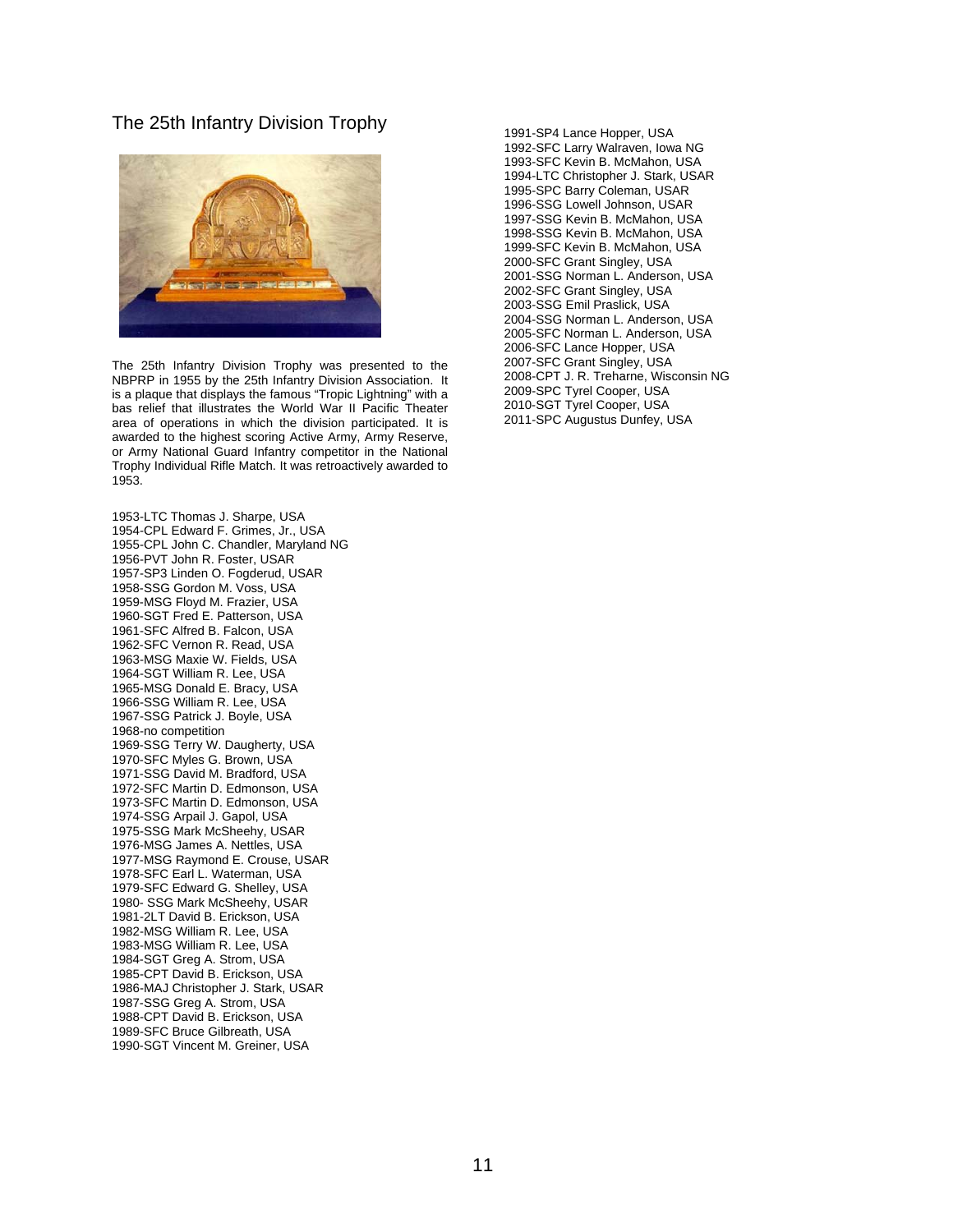## The 25th Infantry Division Trophy

The 25th Infantry Division Trophy was presented to the NBPRP in 1955 by the 25th Infantry Division Association. It is a plaque that displays the famous "Tropic Lightning" with a bas relief that illustrates the World War II Pacific Theater area of operations in which the division participated. It is awarded to the highest scoring Active Army, Army Reserve, or Army National Guard Infantry competitor in the National Trophy Individual Rifle Match. It was retroactively awarded to 1953.

1953-LTC Thomas J. Sharpe, USA
1954-CPL Edward F. Grimes, Jr., USA
1955-CPL John C. Chandler, Maryland NG
1956-PVT John R. Foster, USAR
1957-SP3 Linden O. Fogderud, USAR
1958-SSG Gordon M. Voss, USA
1959-MSG Floyd M. Frazier, USA
1960-SGT Fred E. Patterson, USA
1961-SFC Alfred B. Falcon, USA
1962-SFC Vernon R. Read, USA
1963-MSG Maxie W. Fields, USA
1964-SGT William R. Lee, USA
1965-MSG Donald E. Bracy, USA
1966-SSG William R. Lee, USA
1967-SSG Patrick J. Boyle, USA
1968-no competition
1969-SSG Terry W. Daugherty, USA
1970-SFC Myles G. Brown, USA
1971-SSG David M. Bradford, USA
1972-SFC Martin D. Edmonson, USA
1973-SFC Martin D. Edmonson, USA
1974-SSG Arpail J. Gapol, USA
1975-SSG Mark McSheehy, USAR
1976-MSG James A. Nettles, USA
1977-MSG Raymond E. Crouse, USAR
1978-SFC Earl L. Waterman, USA
1979-SFC Edward G. Shelley, USA
1980- SSG Mark McSheehy, USAR
1981-2LT David B. Erickson, USA
1982-MSG William R. Lee, USA
1983-MSG William R. Lee, USA
1984-SGT Greg A. Strom, USA
1985-CPT David B. Erickson, USA
1986-MAJ Christopher J. Stark, USAR
1987-SSG Greg A. Strom, USA
1988-CPT David B. Erickson, USA
1989-SFC Bruce Gilbreath, USA
1990-SGT Vincent M. Greiner, USA
1991-SP4 Lance Hopper, USA
1992-SFC Larry Walraven, Iowa NG
1993-SFC Kevin B. McMahon, USA
1994-LTC Christopher J. Stark, USAR
1995-SPC Barry Coleman, USAR
1996-SSG Lowell Johnson, USAR
1997-SSG Kevin B. McMahon, USA
1998-SSG Kevin B. McMahon, USA
1999-SFC Kevin B. McMahon, USA
2000-SFC Grant Singley, USA
2001-SSG Norman L. Anderson, USA
2002-SFC Grant Singley, USA
2003-SSG Emil Praslick, USA
2004-SSG Norman L. Anderson, USA
2005-SFC Norman L. Anderson, USA
2006-SFC Lance Hopper, USA
2007-SFC Grant Singley, USA
2008-CPT J. R. Treharne, Wisconsin NG
2009-SPC Tyrel Cooper, USA
2010-SGT Tyrel Cooper, USA
2011-SPC Augustus Dunfey, USA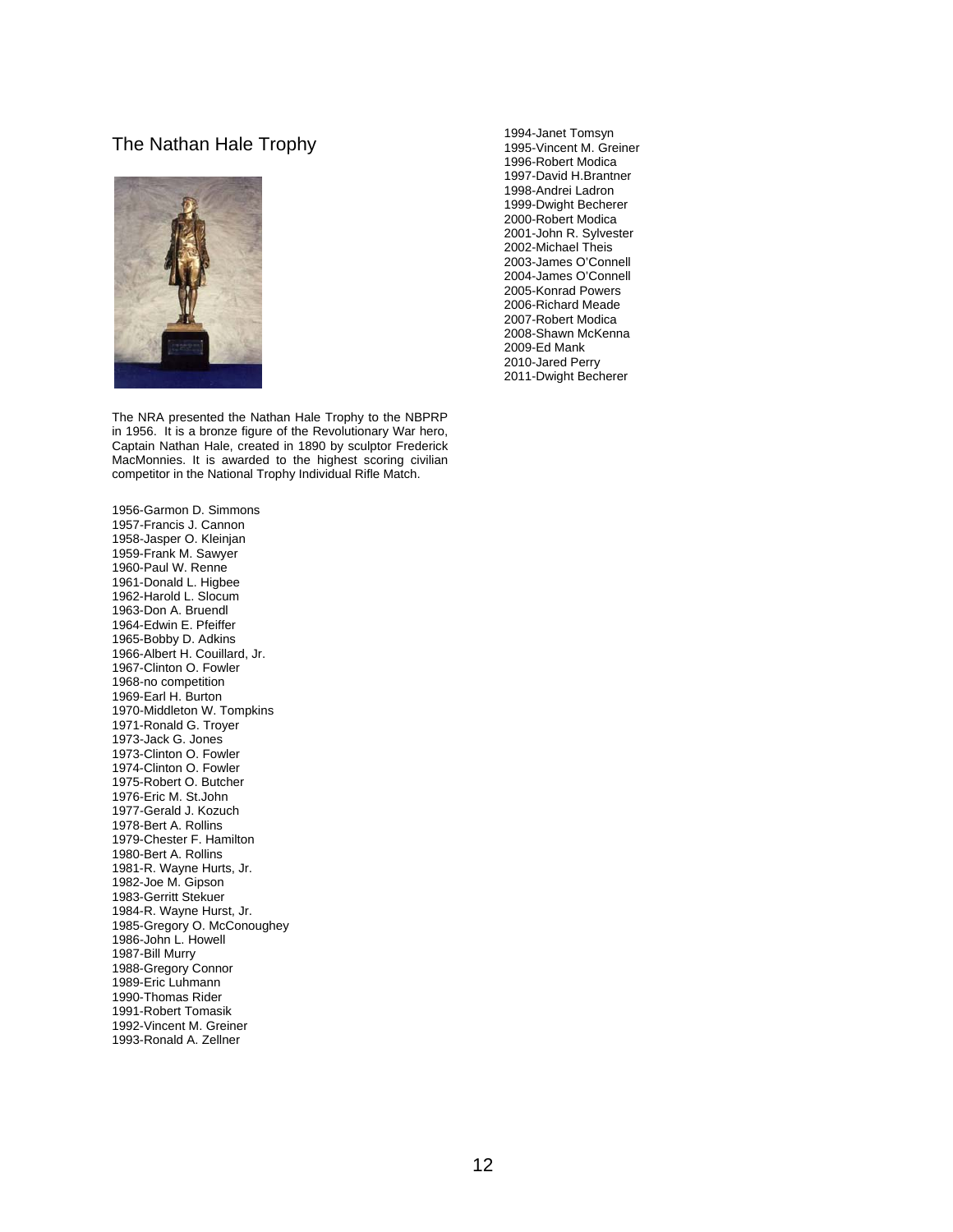## The Nathan Hale Trophy

The NRA presented the Nathan Hale Trophy to the NBPRP in 1956. It is a bronze figure of the Revolutionary War hero, Captain Nathan Hale, created in 1890 by sculptor Frederick MacMonnies. It is awarded to the highest scoring civilian competitor in the National Trophy Individual Rifle Match.

1956-Garmon D. Simmons
1957-Francis J. Cannon
1958-Jasper O. Kleinjan
1959-Frank M. Sawyer
1960-Paul W. Renne
1961-Donald L. Higbee
1962-Harold L. Slocum
1963-Don A. Bruendl
1964-Edwin E. Pfeiffer
1965-Bobby D. Adkins
1966-Albert H. Couillard, Jr.
1967-Clinton O. Fowler
1968-no competition
1969-Earl H. Burton
1970-Middleton W. Tompkins
1971-Ronald G. Troyer
1973-Jack G. Jones
1973-Clinton O. Fowler
1974-Clinton O. Fowler
1975-Robert O. Butcher
1976-Eric M. St.John
1977-Gerald J. Kozuch
1978-Bert A. Rollins
1979-Chester F. Hamilton
1980-Bert A. Rollins
1981-R. Wayne Hurts, Jr.
1982-Joe M. Gipson
1983-Gerritt Stekuer
1984-R. Wayne Hurst, Jr.
1985-Gregory O. McConoughey
1986-John L. Howell
1987-Bill Murry
1988-Gregory Connor
1989-Eric Luhmann
1990-Thomas Rider
1991-Robert Tomasik
1992-Vincent M. Greiner
1993-Ronald A. Zellner
1994-Janet Tomsyn
1995-Vincent M. Greiner
1996-Robert Modica
1997-David H.Brantner
1998-Andrei Ladron
1999-Dwight Becherer
2000-Robert Modica
2001-John R. Sylvester
2002-Michael Theis
2003-James O'Connell
2004-James O'Connell
2005-Konrad Powers
2006-Richard Meade
2007-Robert Modica
2008-Shawn McKenna
2009-Ed Mank
2010-Jared Perry
2011-Dwight Becherer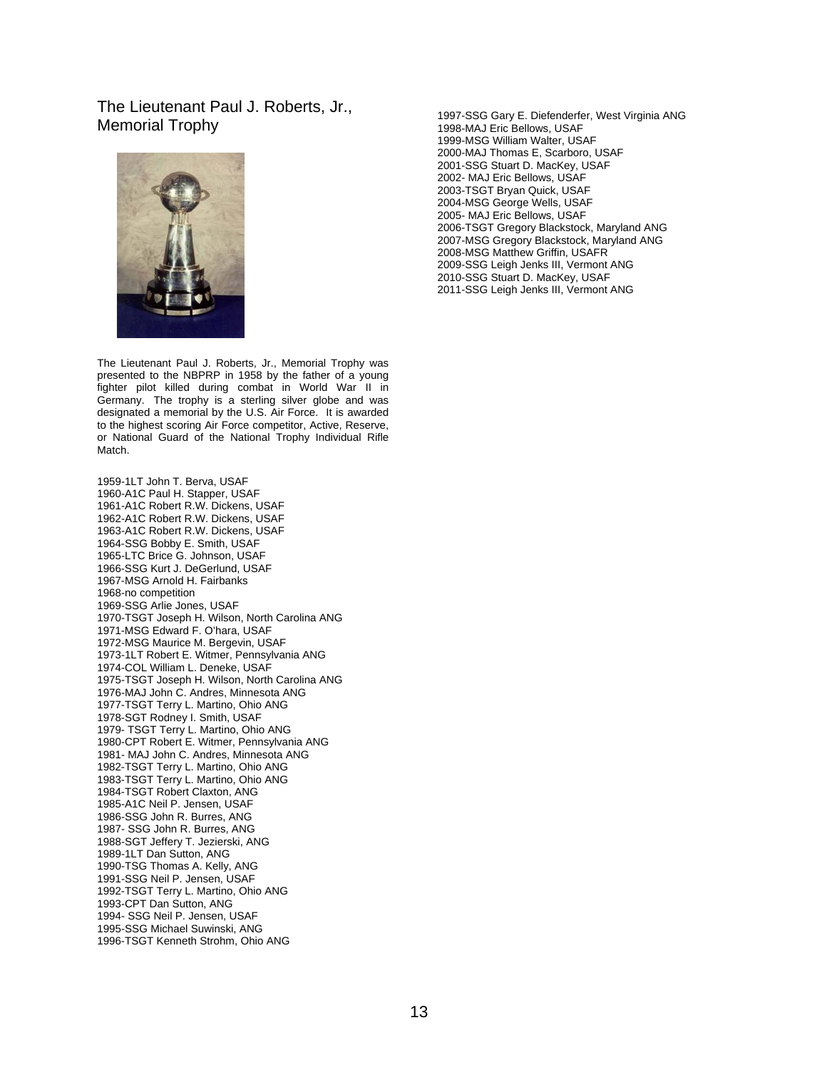## The Lieutenant Paul J. Roberts, Jr., Memorial Trophy

The Lieutenant Paul J. Roberts, Jr., Memorial Trophy was presented to the NBPRP in 1958 by the father of a young fighter pilot killed during combat in World War II in Germany. The trophy is a sterling silver globe and was designated a memorial by the U.S. Air Force. It is awarded to the highest scoring Air Force competitor, Active, Reserve, or National Guard of the National Trophy Individual Rifle Match.

1959-1LT John T. Berva, USAF
1960-A1C Paul H. Stapper, USAF
1961-A1C Robert R.W. Dickens, USAF
1962-A1C Robert R.W. Dickens, USAF
1963-A1C Robert R.W. Dickens, USAF
1964-SSG Bobby E. Smith, USAF
1965-LTC Brice G. Johnson, USAF
1966-SSG Kurt J. DeGerlund, USAF
1967-MSG Arnold H. Fairbanks
1968-no competition
1969-SSG Arlie Jones, USAF
1970-TSGT Joseph H. Wilson, North Carolina ANG
1971-MSG Edward F. O'hara, USAF
1972-MSG Maurice M. Bergevin, USAF
1973-1LT Robert E. Witmer, Pennsylvania ANG
1974-COL William L. Deneke, USAF
1975-TSGT Joseph H. Wilson, North Carolina ANG
1976-MAJ John C. Andres, Minnesota ANG
1977-TSGT Terry L. Martino, Ohio ANG
1978-SGT Rodney I. Smith, USAF
1979- TSGT Terry L. Martino, Ohio ANG
1980-CPT Robert E. Witmer, Pennsylvania ANG
1981- MAJ John C. Andres, Minnesota ANG
1982-TSGT Terry L. Martino, Ohio ANG
1983-TSGT Terry L. Martino, Ohio ANG
1984-TSGT Robert Claxton, ANG
1985-A1C Neil P. Jensen, USAF
1986-SSG John R. Burres, ANG
1987- SSG John R. Burres, ANG
1988-SGT Jeffery T. Jezierski, ANG
1989-1LT Dan Sutton, ANG
1990-TSG Thomas A. Kelly, ANG
1991-SSG Neil P. Jensen, USAF
1992-TSGT Terry L. Martino, Ohio ANG
1993-CPT Dan Sutton, ANG
1994- SSG Neil P. Jensen, USAF
1995-SSG Michael Suwinski, ANG
1996-TSGT Kenneth Strohm, Ohio ANG
1997-SSG Gary E. Diefenderfer, West Virginia ANG
1998-MAJ Eric Bellows, USAF
1999-MSG William Walter, USAF
2000-MAJ Thomas E, Scarboro, USAF
2001-SSG Stuart D. MacKey, USAF
2002- MAJ Eric Bellows, USAF
2003-TSGT Bryan Quick, USAF
2004-MSG George Wells, USAF
2005- MAJ Eric Bellows, USAF
2006-TSGT Gregory Blackstock, Maryland ANG
2007-MSG Gregory Blackstock, Maryland ANG
2008-MSG Matthew Griffin, USAFR
2009-SSG Leigh Jenks III, Vermont ANG
2010-SSG Stuart D. MacKey, USAF
2011-SSG Leigh Jenks III, Vermont ANG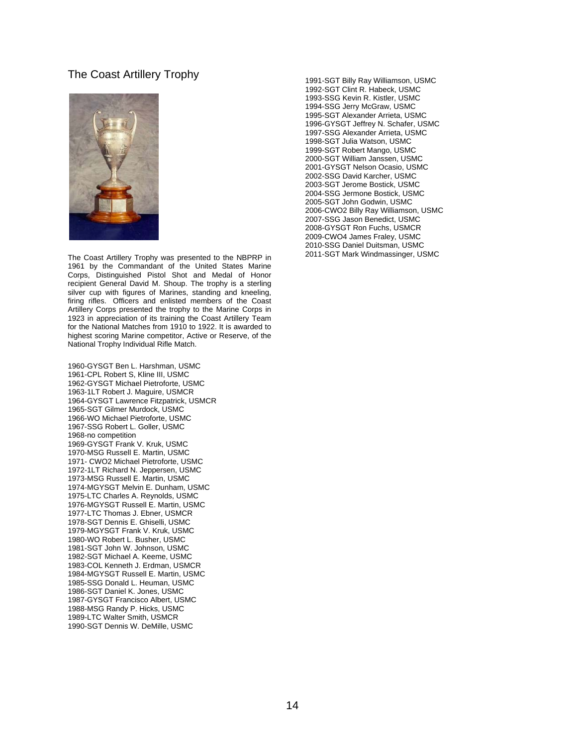## The Coast Artillery Trophy

The Coast Artillery Trophy was presented to the NBPRP in 1961 by the Commandant of the United States Marine Corps, Distinguished Pistol Shot and Medal of Honor recipient General David M. Shoup. The trophy is a sterling silver cup with figures of Marines, standing and kneeling, firing rifles. Officers and enlisted members of the Coast Artillery Corps presented the trophy to the Marine Corps in 1923 in appreciation of its training the Coast Artillery Team for the National Matches from 1910 to 1922. It is awarded to highest scoring Marine competitor, Active or Reserve, of the National Trophy Individual Rifle Match.

1960-GYSGT Ben L. Harshman, USMC
1961-CPL Robert S, Kline III, USMC
1962-GYSGT Michael Pietroforte, USMC
1963-1LT Robert J. Maguire, USMCR
1964-GYSGT Lawrence Fitzpatrick, USMCR
1965-SGT Gilmer Murdock, USMC
1966-WO Michael Pietroforte, USMC
1967-SSG Robert L. Goller, USMC
1968-no competition
1969-GYSGT Frank V. Kruk, USMC
1970-MSG Russell E. Martin, USMC
1971- CWO2 Michael Pietroforte, USMC
1972-1LT Richard N. Jeppersen, USMC
1973-MSG Russell E. Martin, USMC
1974-MGYSGT Melvin E. Dunham, USMC
1975-LTC Charles A. Reynolds, USMC
1976-MGYSGT Russell E. Martin, USMC
1977-LTC Thomas J. Ebner, USMCR
1978-SGT Dennis E. Ghiselli, USMC
1979-MGYSGT Frank V. Kruk, USMC
1980-WO Robert L. Busher, USMC
1981-SGT John W. Johnson, USMC
1982-SGT Michael A. Keeme, USMC
1983-COL Kenneth J. Erdman, USMCR
1984-MGYSGT Russell E. Martin, USMC
1985-SSG Donald L. Heuman, USMC
1986-SGT Daniel K. Jones, USMC
1987-GYSGT Francisco Albert, USMC
1988-MSG Randy P. Hicks, USMC
1989-LTC Walter Smith, USMCR
1990-SGT Dennis W. DeMille, USMC
1991-SGT Billy Ray Williamson, USMC
1992-SGT Clint R. Habeck, USMC
1993-SSG Kevin R. Kistler, USMC
1994-SSG Jerry McGraw, USMC
1995-SGT Alexander Arrieta, USMC
1996-GYSGT Jeffrey N. Schafer, USMC
1997-SSG Alexander Arrieta, USMC
1998-SGT Julia Watson, USMC
1999-SGT Robert Mango, USMC
2000-SGT William Janssen, USMC
2001-GYSGT Nelson Ocasio, USMC
2002-SSG David Karcher, USMC
2003-SGT Jerome Bostick, USMC
2004-SSG Jermone Bostick, USMC
2005-SGT John Godwin, USMC
2006-CWO2 Billy Ray Williamson, USMC
2007-SSG Jason Benedict, USMC
2008-GYSGT Ron Fuchs, USMCR
2009-CWO4 James Fraley, USMC
2010-SSG Daniel Duitsman, USMC
2011-SGT Mark Windmassinger, USMC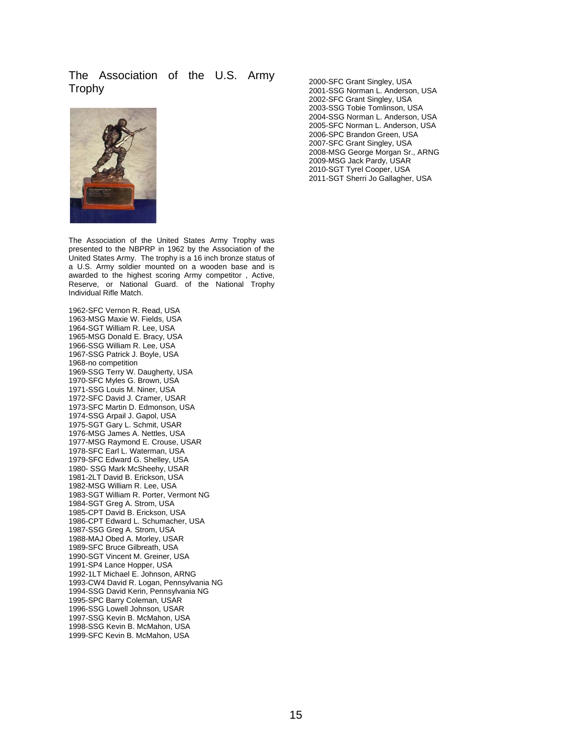## The Association of the U.S. Army Trophy

The Association of the United States Army Trophy was presented to the NBPRP in 1962 by the Association of the United States Army. The trophy is a 16 inch bronze status of a U.S. Army soldier mounted on a wooden base and is awarded to the highest scoring Army competitor , Active, Reserve, or National Guard. of the National Trophy Individual Rifle Match.

1962-SFC Vernon R. Read, USA
1963-MSG Maxie W. Fields, USA
1964-SGT William R. Lee, USA
1965-MSG Donald E. Bracy, USA
1966-SSG William R. Lee, USA
1967-SSG Patrick J. Boyle, USA
1968-no competition
1969-SSG Terry W. Daugherty, USA
1970-SFC Myles G. Brown, USA
1971-SSG Louis M. Niner, USA
1972-SFC David J. Cramer, USAR
1973-SFC Martin D. Edmonson, USA
1974-SSG Arpail J. Gapol, USA
1975-SGT Gary L. Schmit, USAR
1976-MSG James A. Nettles, USA
1977-MSG Raymond E. Crouse, USAR
1978-SFC Earl L. Waterman, USA
1979-SFC Edward G. Shelley, USA
1980- SSG Mark McSheehy, USAR
1981-2LT David B. Erickson, USA
1982-MSG William R. Lee, USA
1983-SGT William R. Porter, Vermont NG
1984-SGT Greg A. Strom, USA
1985-CPT David B. Erickson, USA
1986-CPT Edward L. Schumacher, USA
1987-SSG Greg A. Strom, USA
1988-MAJ Obed A. Morley, USAR
1989-SFC Bruce Gilbreath, USA
1990-SGT Vincent M. Greiner, USA
1991-SP4 Lance Hopper, USA
1992-1LT Michael E. Johnson, ARNG
1993-CW4 David R. Logan, Pennsylvania NG
1994-SSG David Kerin, Pennsylvania NG
1995-SPC Barry Coleman, USAR
1996-SSG Lowell Johnson, USAR
1997-SSG Kevin B. McMahon, USA
1998-SSG Kevin B. McMahon, USA
1999-SFC Kevin B. McMahon, USA
2000-SFC Grant Singley, USA
2001-SSG Norman L. Anderson, USA
2002-SFC Grant Singley, USA
2003-SSG Tobie Tomlinson, USA
2004-SSG Norman L. Anderson, USA
2005-SFC Norman L. Anderson, USA
2006-SPC Brandon Green, USA
2007-SFC Grant Singley, USA
2008-MSG George Morgan Sr., ARNG
2009-MSG Jack Pardy, USAR
2010-SGT Tyrel Cooper, USA
2011-SGT Sherri Jo Gallagher, USA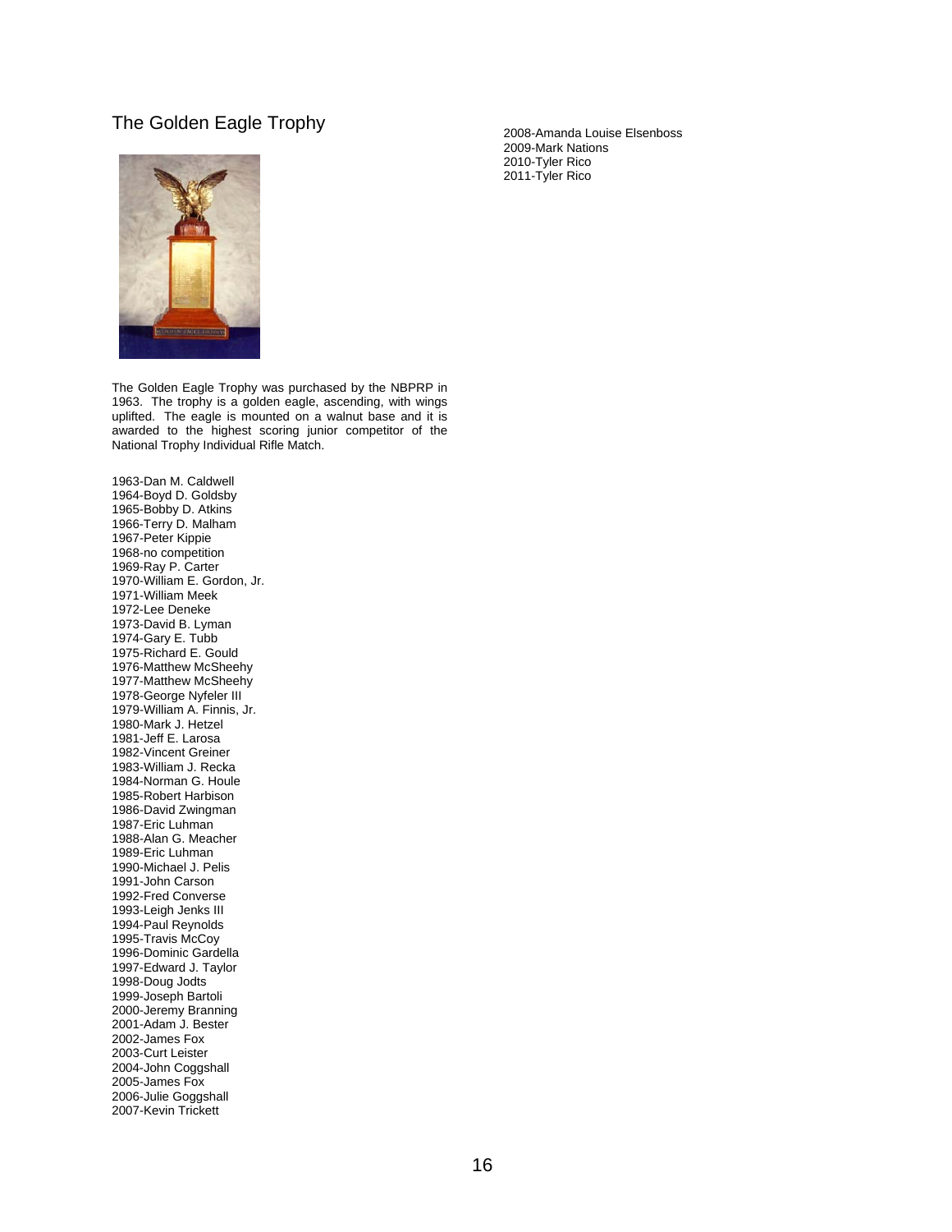## The Golden Eagle Trophy

The Golden Eagle Trophy was purchased by the NBPRP in 1963. The trophy is a golden eagle, ascending, with wings uplifted. The eagle is mounted on a walnut base and it is awarded to the highest scoring junior competitor of the National Trophy Individual Rifle Match.

1963-Dan M. Caldwell
1964-Boyd D. Goldsby
1965-Bobby D. Atkins
1966-Terry D. Malham
1967-Peter Kippie
1968-no competition
1969-Ray P. Carter
1970-William E. Gordon, Jr.
1971-William Meek
1972-Lee Deneke
1973-David B. Lyman
1974-Gary E. Tubb
1975-Richard E. Gould
1976-Matthew McSheehy
1977-Matthew McSheehy
1978-George Nyfeler III
1979-William A. Finnis, Jr.
1980-Mark J. Hetzel
1981-Jeff E. Larosa
1982-Vincent Greiner
1983-William J. Recka
1984-Norman G. Houle
1985-Robert Harbison
1986-David Zwingman
1987-Eric Luhman
1988-Alan G. Meacher
1989-Eric Luhman
1990-Michael J. Pelis
1991-John Carson
1992-Fred Converse
1993-Leigh Jenks III
1994-Paul Reynolds
1995-Travis McCoy
1996-Dominic Gardella
1997-Edward J. Taylor
1998-Doug Jodts
1999-Joseph Bartoli
2000-Jeremy Branning
2001-Adam J. Bester
2002-James Fox
2003-Curt Leister
2004-John Coggshall
2005-James Fox
2006-Julie Goggshall
2007-Kevin Trickett
2008-Amanda Louise Elsenboss
2009-Mark Nations
2010-Tyler Rico
2011-Tyler Rico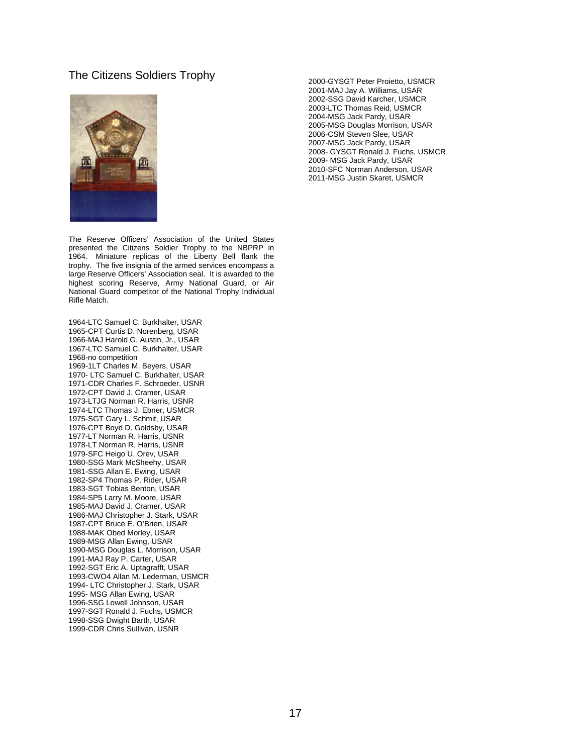## The Citizens Soldiers Trophy

The Reserve Officers' Association of the United States presented the Citizens Soldier Trophy to the NBPRP in 1964. Miniature replicas of the Liberty Bell flank the trophy. The five insignia of the armed services encompass a large Reserve Officers' Association seal. It is awarded to the highest scoring Reserve, Army National Guard, or Air National Guard competitor of the National Trophy Individual Rifle Match.

1964-LTC Samuel C. Burkhalter, USAR
1965-CPT Curtis D. Norenberg, USAR
1966-MAJ Harold G. Austin, Jr., USAR
1967-LTC Samuel C. Burkhalter, USAR
1968-no competition
1969-1LT Charles M. Beyers, USAR
1970- LTC Samuel C. Burkhalter, USAR
1971-CDR Charles F. Schroeder, USNR
1972-CPT David J. Cramer, USAR
1973-LTJG Norman R. Harris, USNR
1974-LTC Thomas J. Ebner, USMCR
1975-SGT Gary L. Schmit, USAR
1976-CPT Boyd D. Goldsby, USAR
1977-LT Norman R. Harris, USNR
1978-LT Norman R. Harris, USNR
1979-SFC Heigo U. Orev, USAR
1980-SSG Mark McSheehy, USAR
1981-SSG Allan E. Ewing, USAR
1982-SP4 Thomas P. Rider, USAR
1983-SGT Tobias Benton, USAR
1984-SP5 Larry M. Moore, USAR
1985-MAJ David J. Cramer, USAR
1986-MAJ Christopher J. Stark, USAR
1987-CPT Bruce E. O'Brien, USAR
1988-MAK Obed Morley, USAR
1989-MSG Allan Ewing, USAR
1990-MSG Douglas L. Morrison, USAR
1991-MAJ Ray P. Carter, USAR
1992-SGT Eric A. Uptagrafft, USAR
1993-CWO4 Allan M. Lederman, USMCR
1994- LTC Christopher J. Stark, USAR
1995- MSG Allan Ewing, USAR
1996-SSG Lowell Johnson, USAR
1997-SGT Ronald J. Fuchs, USMCR
1998-SSG Dwight Barth, USAR
1999-CDR Chris Sullivan, USNR
2000-GYSGT Peter Proietto, USMCR
2001-MAJ Jay A. Williams, USAR
2002-SSG David Karcher, USMCR
2003-LTC Thomas Reid, USMCR
2004-MSG Jack Pardy, USAR
2005-MSG Douglas Morrison, USAR
2006-CSM Steven Slee, USAR
2007-MSG Jack Pardy, USAR
2008- GYSGT Ronald J. Fuchs, USMCR
2009- MSG Jack Pardy, USAR
2010-SFC Norman Anderson, USAR
2011-MSG Justin Skaret, USMCR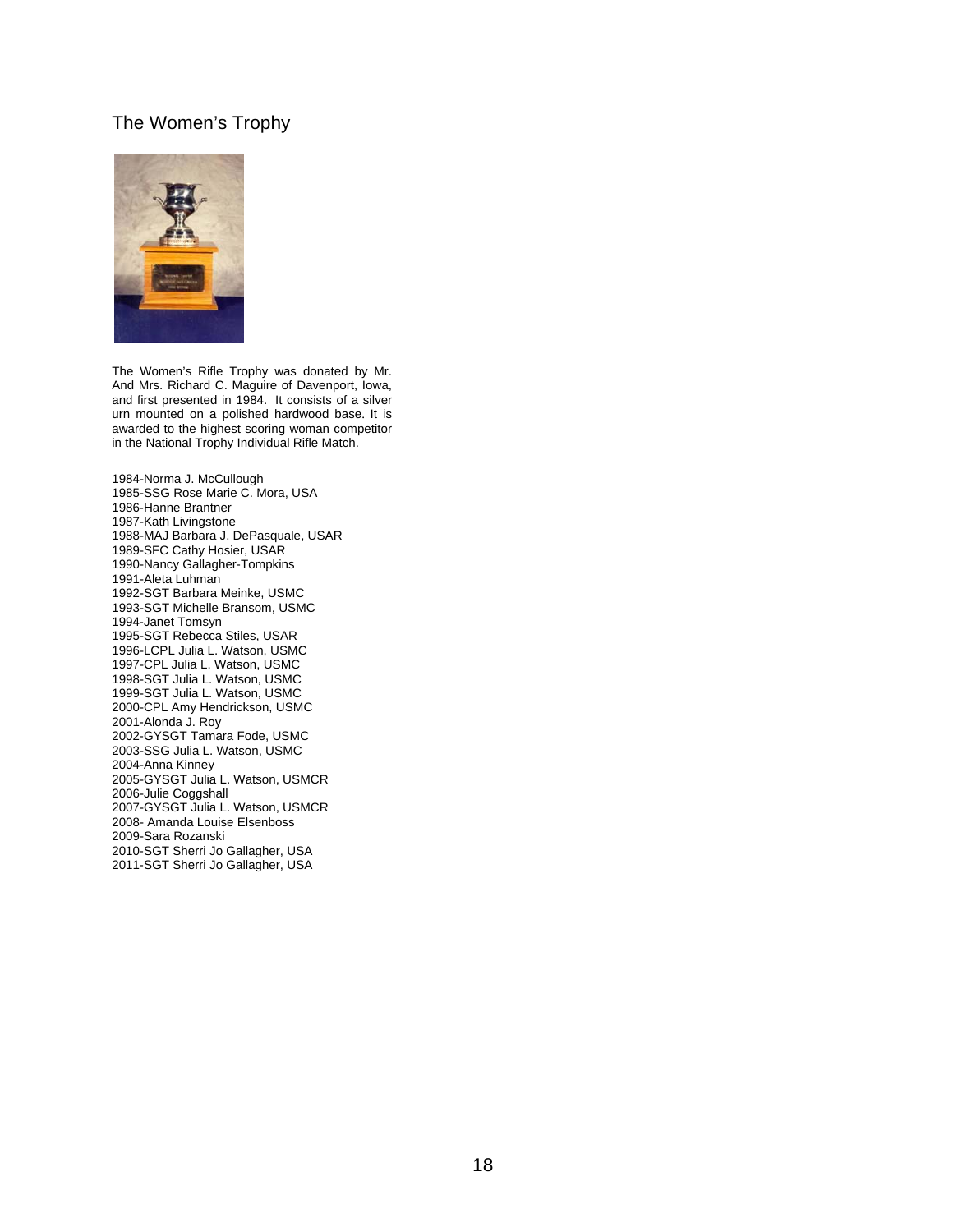## The Women's Trophy

The Women's Rifle Trophy was donated by Mr. And Mrs. Richard C. Maguire of Davenport, Iowa, and first presented in 1984. It consists of a silver urn mounted on a polished hardwood base. It is awarded to the highest scoring woman competitor in the National Trophy Individual Rifle Match.

1984-Norma J. McCullough
1985-SSG Rose Marie C. Mora, USA
1986-Hanne Brantner
1987-Kath Livingstone
1988-MAJ Barbara J. DePasquale, USAR
1989-SFC Cathy Hosier, USAR
1990-Nancy Gallagher-Tompkins
1991-Aleta Luhman
1992-SGT Barbara Meinke, USMC
1993-SGT Michelle Bransom, USMC
1994-Janet Tomsyn
1995-SGT Rebecca Stiles, USAR
1996-LCPL Julia L. Watson, USMC
1997-CPL Julia L. Watson, USMC
1998-SGT Julia L. Watson, USMC
1999-SGT Julia L. Watson, USMC
2000-CPL Amy Hendrickson, USMC
2001-Alonda J. Roy
2002-GYSGT Tamara Fode, USMC
2003-SSG Julia L. Watson, USMC
2004-Anna Kinney
2005-GYSGT Julia L. Watson, USMCR
2006-Julie Coggshall
2007-GYSGT Julia L. Watson, USMCR
2008- Amanda Louise Elsenboss
2009-Sara Rozanski
2010-SGT Sherri Jo Gallagher, USA
2011-SGT Sherri Jo Gallagher, USA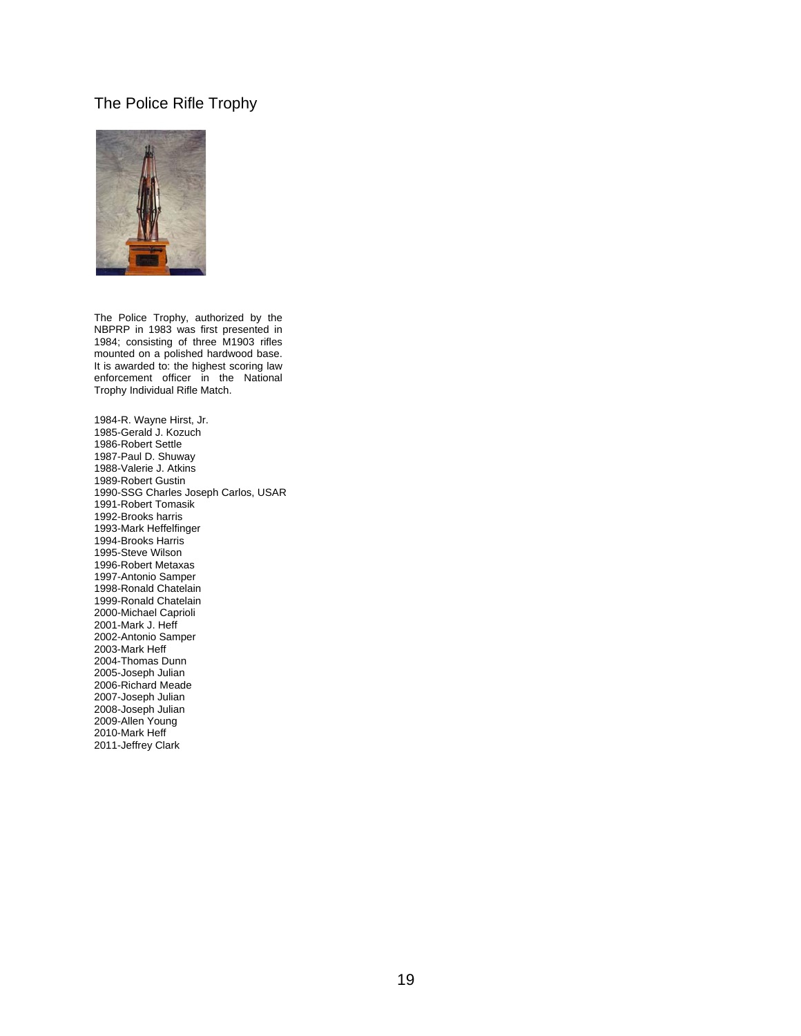# The Police Rifle Trophy

The Police Trophy, authorized by the NBPRP in 1983 was first presented in 1984; consisting of three M1903 rifles mounted on a polished hardwood base. It is awarded to: the highest scoring law enforcement officer in the National Trophy Individual Rifle Match.

1984-R. Wayne Hirst, Jr.
1985-Gerald J. Kozuch
1986-Robert Settle
1987-Paul D. Shuway
1988-Valerie J. Atkins
1989-Robert Gustin
1990-SSG Charles Joseph Carlos, USAR
1991-Robert Tomasik
1992-Brooks harris
1993-Mark Heffelfinger
1994-Brooks Harris
1995-Steve Wilson
1996-Robert Metaxas
1997-Antonio Samper
1998-Ronald Chatelain
1999-Ronald Chatelain
2000-Michael Caprioli
2001-Mark J. Heff
2002-Antonio Samper
2003-Mark Heff
2004-Thomas Dunn
2005-Joseph Julian
2006-Richard Meade
2007-Joseph Julian
2008-Joseph Julian
2009-Allen Young
2010-Mark Heff
2011-Jeffrey Clark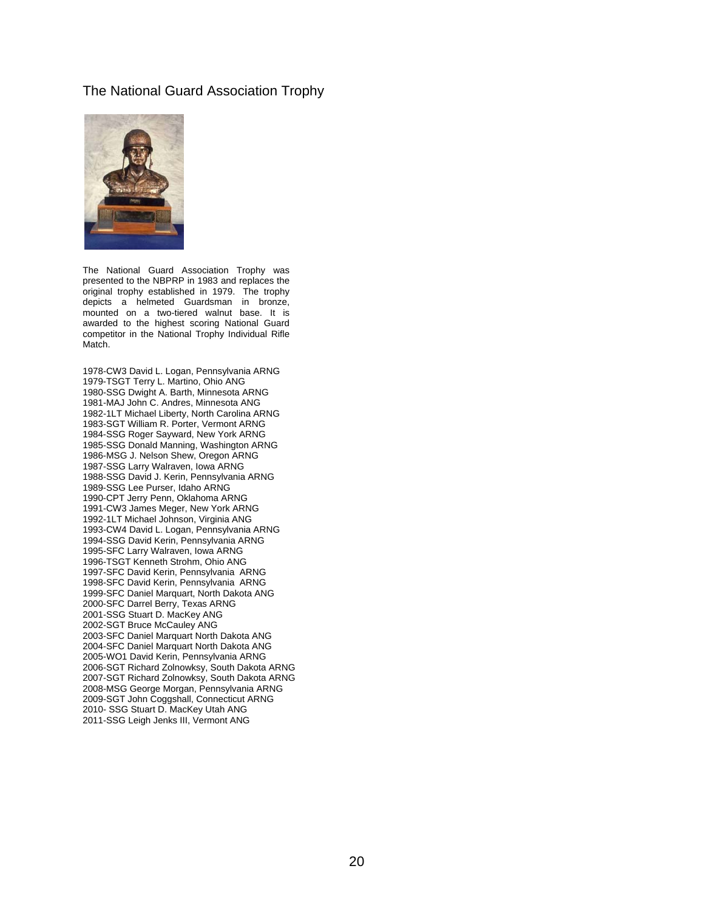## The National Guard Association Trophy

The National Guard Association Trophy was presented to the NBPRP in 1983 and replaces the original trophy established in 1979. The trophy depicts a helmeted Guardsman in bronze, mounted on a two-tiered walnut base. It is awarded to the highest scoring National Guard competitor in the National Trophy Individual Rifle Match.

1978-CW3 David L. Logan, Pennsylvania ARNG
1979-TSGT Terry L. Martino, Ohio ANG
1980-SSG Dwight A. Barth, Minnesota ARNG
1981-MAJ John C. Andres, Minnesota ANG
1982-1LT Michael Liberty, North Carolina ARNG
1983-SGT William R. Porter, Vermont ARNG
1984-SSG Roger Sayward, New York ARNG
1985-SSG Donald Manning, Washington ARNG
1986-MSG J. Nelson Shew, Oregon ARNG
1987-SSG Larry Walraven, Iowa ARNG
1988-SSG David J. Kerin, Pennsylvania ARNG
1989-SSG Lee Purser, Idaho ARNG
1990-CPT Jerry Penn, Oklahoma ARNG
1991-CW3 James Meger, New York ARNG
1992-1LT Michael Johnson, Virginia ANG
1993-CW4 David L. Logan, Pennsylvania ARNG
1994-SSG David Kerin, Pennsylvania ARNG
1995-SFC Larry Walraven, Iowa ARNG
1996-TSGT Kenneth Strohm, Ohio ANG
1997-SFC David Kerin, Pennsylvania ARNG
1998-SFC David Kerin, Pennsylvania ARNG
1999-SFC Daniel Marquart, North Dakota ANG
2000-SFC Darrel Berry, Texas ARNG
2001-SSG Stuart D. MacKey ANG
2002-SGT Bruce McCauley ANG
2003-SFC Daniel Marquart North Dakota ANG
2004-SFC Daniel Marquart North Dakota ANG
2005-WO1 David Kerin, Pennsylvania ARNG
2006-SGT Richard Zolnowksy, South Dakota ARNG
2007-SGT Richard Zolnowksy, South Dakota ARNG
2008-MSG George Morgan, Pennsylvania ARNG
2009-SGT John Coggshall, Connecticut ARNG
2010- SSG Stuart D. MacKey Utah ANG
2011-SSG Leigh Jenks III, Vermont ANG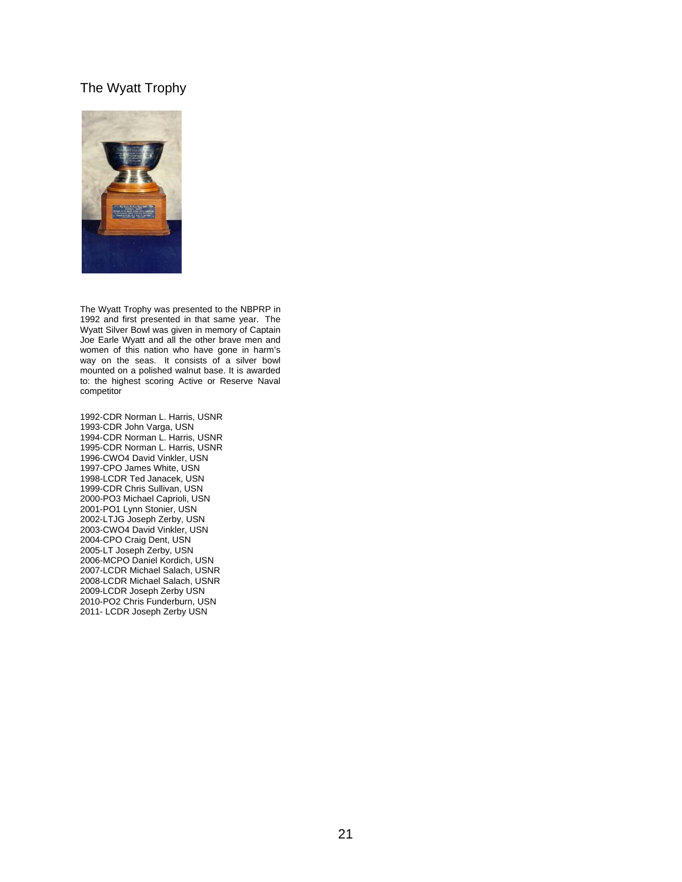# The Wyatt Trophy

The Wyatt Trophy was presented to the NBPRP in 1992 and first presented in that same year. The Wyatt Silver Bowl was given in memory of Captain Joe Earle Wyatt and all the other brave men and women of this nation who have gone in harm's way on the seas. It consists of a silver bowl mounted on a polished walnut base. It is awarded to: the highest scoring Active or Reserve Naval competitor

1992-CDR Norman L. Harris, USNR
1993-CDR John Varga, USN
1994-CDR Norman L. Harris, USNR
1995-CDR Norman L. Harris, USNR
1996-CWO4 David Vinkler, USN
1997-CPO James White, USN
1998-LCDR Ted Janacek, USN
1999-CDR Chris Sullivan, USN
2000-PO3 Michael Caprioli, USN
2001-PO1 Lynn Stonier, USN
2002-LTJG Joseph Zerby, USN
2003-CWO4 David Vinkler, USN
2004-CPO Craig Dent, USN
2005-LT Joseph Zerby, USN
2006-MCPO Daniel Kordich, USN
2007-LCDR Michael Salach, USNR
2008-LCDR Michael Salach, USNR
2009-LCDR Joseph Zerby USN
2010-PO2 Chris Funderburn, USN
2011- LCDR Joseph Zerby USN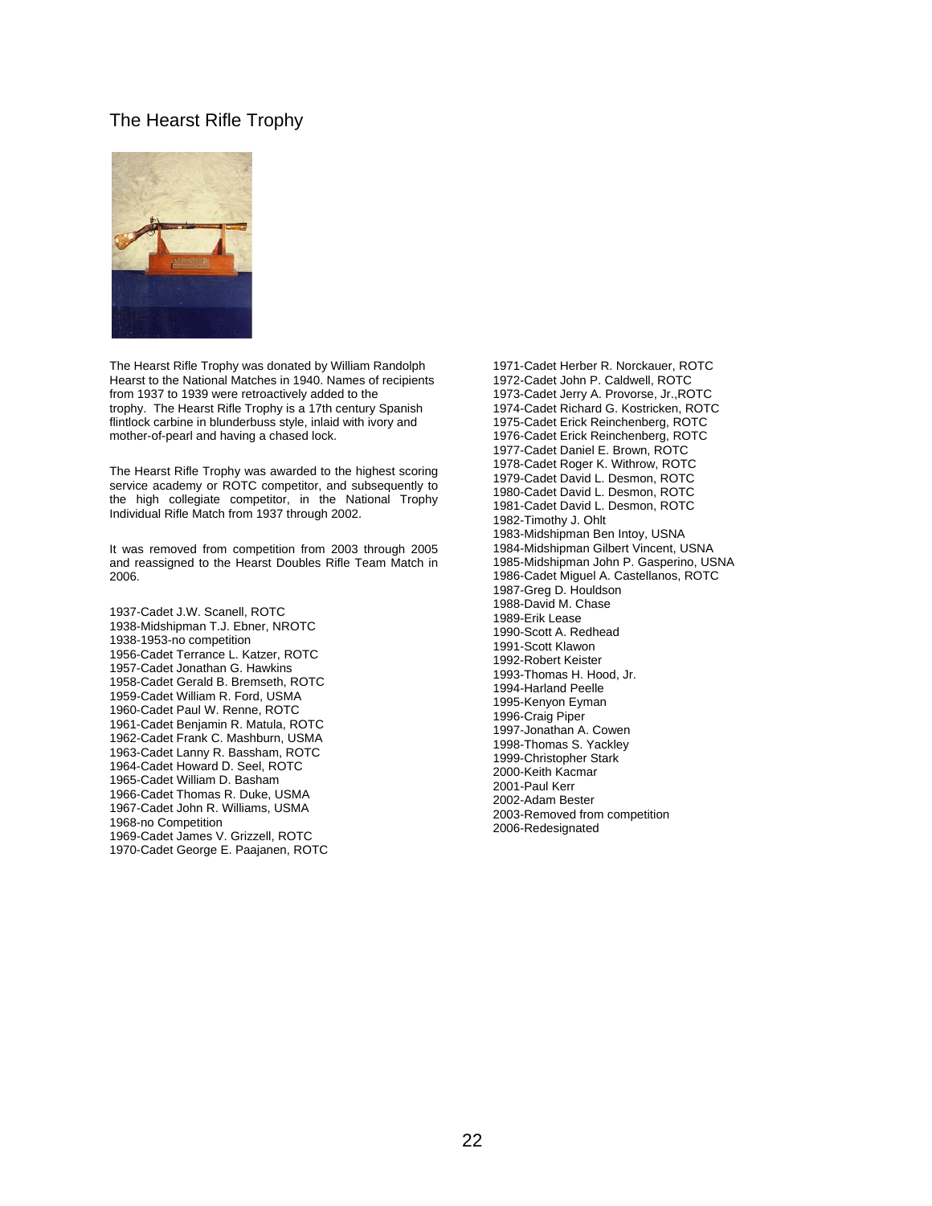## The Hearst Rifle Trophy

The Hearst Rifle Trophy was donated by William Randolph Hearst to the National Matches in 1940. Names of recipients from 1937 to 1939 were retroactively added to the trophy. The Hearst Rifle Trophy is a 17th century Spanish flintlock carbine in blunderbuss style, inlaid with ivory and mother-of-pearl and having a chased lock.

The Hearst Rifle Trophy was awarded to the highest scoring service academy or ROTC competitor, and subsequently to the high collegiate competitor, in the National Trophy Individual Rifle Match from 1937 through 2002.

It was removed from competition from 2003 through 2005 and reassigned to the Hearst Doubles Rifle Team Match in 2006.

1937-Cadet J.W. Scanell, ROTC
1938-Midshipman T.J. Ebner, NROTC
1938-1953-no competition
1956-Cadet Terrance L. Katzer, ROTC
1957-Cadet Jonathan G. Hawkins
1958-Cadet Gerald B. Bremseth, ROTC
1959-Cadet William R. Ford, USMA
1960-Cadet Paul W. Renne, ROTC
1961-Cadet Benjamin R. Matula, ROTC
1962-Cadet Frank C. Mashburn, USMA
1963-Cadet Lanny R. Bassham, ROTC
1964-Cadet Howard D. Seel, ROTC
1965-Cadet William D. Basham
1966-Cadet Thomas R. Duke, USMA
1967-Cadet John R. Williams, USMA
1968-no Competition
1969-Cadet James V. Grizzell, ROTC
1970-Cadet George E. Paajanen, ROTC
1971-Cadet Herber R. Norckauer, ROTC
1972-Cadet John P. Caldwell, ROTC
1973-Cadet Jerry A. Provorse, Jr.,ROTC
1974-Cadet Richard G. Kostricken, ROTC
1975-Cadet Erick Reinchenberg, ROTC
1976-Cadet Erick Reinchenberg, ROTC
1977-Cadet Daniel E. Brown, ROTC
1978-Cadet Roger K. Withrow, ROTC
1979-Cadet David L. Desmon, ROTC
1980-Cadet David L. Desmon, ROTC
1981-Cadet David L. Desmon, ROTC
1982-Timothy J. Ohlt
1983-Midshipman Ben Intoy, USNA
1984-Midshipman Gilbert Vincent, USNA
1985-Midshipman John P. Gasperino, USNA
1986-Cadet Miguel A. Castellanos, ROTC
1987-Greg D. Houldson
1988-David M. Chase
1989-Erik Lease
1990-Scott A. Redhead
1991-Scott Klawon
1992-Robert Keister
1993-Thomas H. Hood, Jr.
1994-Harland Peelle
1995-Kenyon Eyman
1996-Craig Piper
1997-Jonathan A. Cowen
1998-Thomas S. Yackley
1999-Christopher Stark
2000-Keith Kacmar
2001-Paul Kerr
2002-Adam Bester
2003-Removed from competition
2006-Redesignated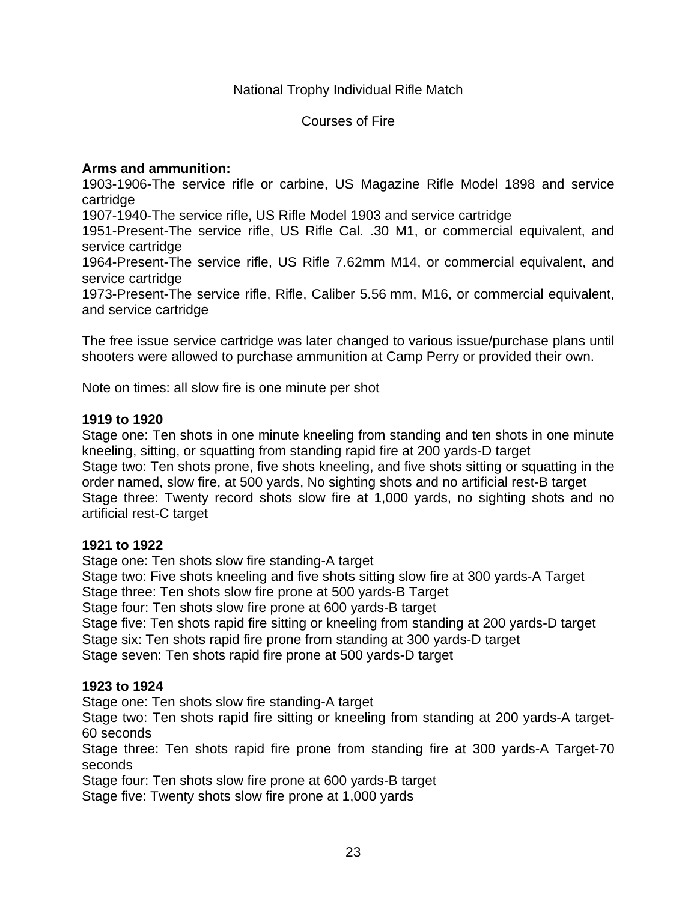National Trophy Individual Rifle Match

Courses of Fire

**Arms and ammunition:**
1903-1906-The service rifle or carbine, US Magazine Rifle Model 1898 and service cartridge
1907-1940-The service rifle, US Rifle Model 1903 and service cartridge
1951-Present-The service rifle, US Rifle Cal. .30 M1, or commercial equivalent, and service cartridge
1964-Present-The service rifle, US Rifle 7.62mm M14, or commercial equivalent, and service cartridge
1973-Present-The service rifle, Rifle, Caliber 5.56 mm, M16, or commercial equivalent, and service cartridge

The free issue service cartridge was later changed to various issue/purchase plans until shooters were allowed to purchase ammunition at Camp Perry or provided their own.

Note on times: all slow fire is one minute per shot

**1919 to 1920**
Stage one: Ten shots in one minute kneeling from standing and ten shots in one minute kneeling, sitting, or squatting from standing rapid fire at 200 yards-D target
Stage two: Ten shots prone, five shots kneeling, and five shots sitting or squatting in the order named, slow fire, at 500 yards, No sighting shots and no artificial rest-B target
Stage three: Twenty record shots slow fire at 1,000 yards, no sighting shots and no artificial rest-C target

**1921 to 1922**
Stage one: Ten shots slow fire standing-A target
Stage two: Five shots kneeling and five shots sitting slow fire at 300 yards-A Target
Stage three: Ten shots slow fire prone at 500 yards-B Target
Stage four: Ten shots slow fire prone at 600 yards-B target
Stage five: Ten shots rapid fire sitting or kneeling from standing at 200 yards-D target
Stage six: Ten shots rapid fire prone from standing at 300 yards-D target
Stage seven: Ten shots rapid fire prone at 500 yards-D target

**1923 to 1924**
Stage one: Ten shots slow fire standing-A target
Stage two: Ten shots rapid fire sitting or kneeling from standing at 200 yards-A target-60 seconds
Stage three: Ten shots rapid fire prone from standing fire at 300 yards-A Target-70 seconds
Stage four: Ten shots slow fire prone at 600 yards-B target
Stage five: Twenty shots slow fire prone at 1,000 yards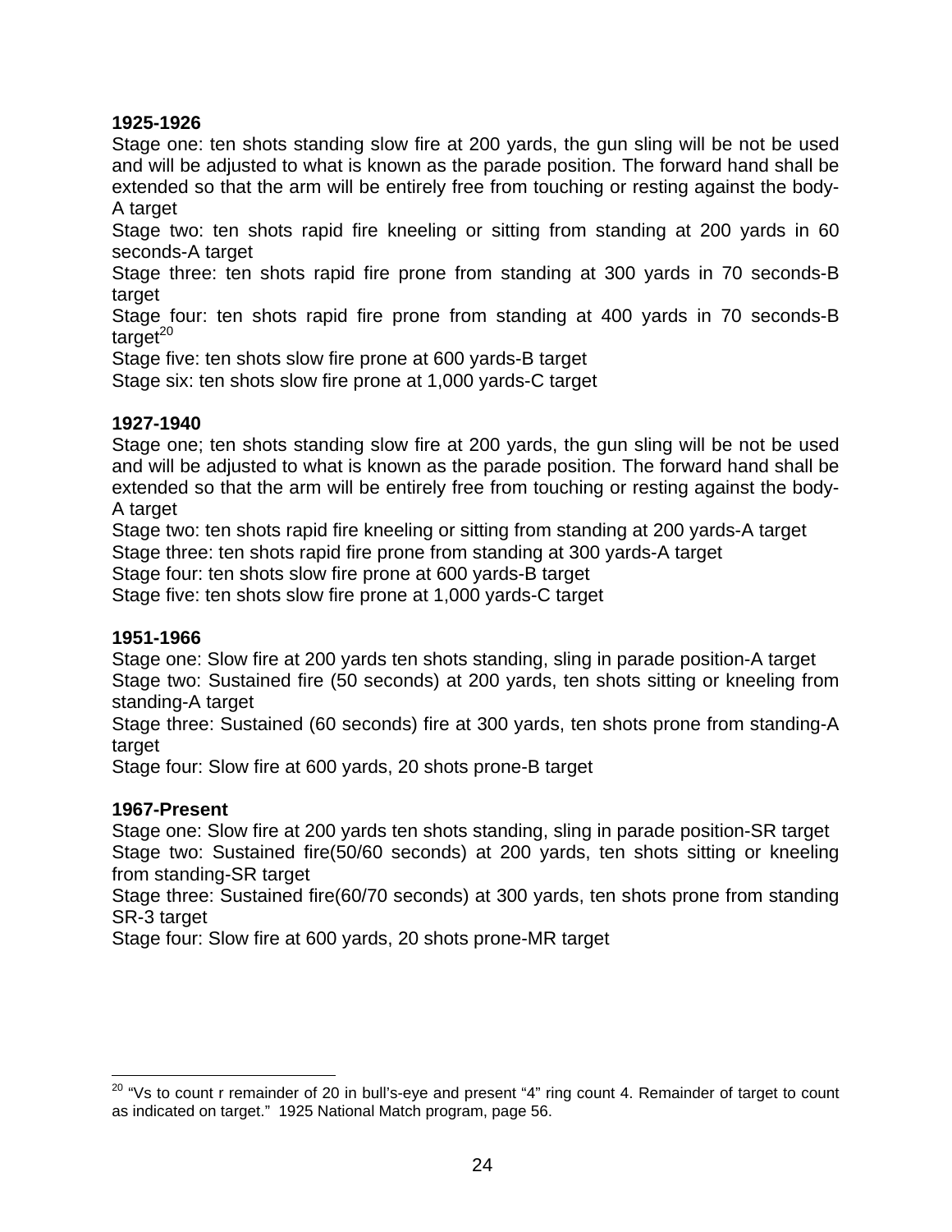**1925-1926**

Stage one: ten shots standing slow fire at 200 yards, the gun sling will be not be used and will be adjusted to what is known as the parade position. The forward hand shall be extended so that the arm will be entirely free from touching or resting against the body-A target

Stage two: ten shots rapid fire kneeling or sitting from standing at 200 yards in 60 seconds-A target

Stage three: ten shots rapid fire prone from standing at 300 yards in 70 seconds-B target

Stage four: ten shots rapid fire prone from standing at 400 yards in 70 seconds-B target[20]

Stage five: ten shots slow fire prone at 600 yards-B target

Stage six: ten shots slow fire prone at 1,000 yards-C target

**1927-1940**

Stage one; ten shots standing slow fire at 200 yards, the gun sling will be not be used and will be adjusted to what is known as the parade position. The forward hand shall be extended so that the arm will be entirely free from touching or resting against the body-A target

Stage two: ten shots rapid fire kneeling or sitting from standing at 200 yards-A target

Stage three: ten shots rapid fire prone from standing at 300 yards-A target

Stage four: ten shots slow fire prone at 600 yards-B target

Stage five: ten shots slow fire prone at 1,000 yards-C target

**1951-1966**

Stage one: Slow fire at 200 yards ten shots standing, sling in parade position-A target

Stage two: Sustained fire (50 seconds) at 200 yards, ten shots sitting or kneeling from standing-A target

Stage three: Sustained (60 seconds) fire at 300 yards, ten shots prone from standing-A target

Stage four: Slow fire at 600 yards, 20 shots prone-B target

**1967-Present**

Stage one: Slow fire at 200 yards ten shots standing, sling in parade position-SR target

Stage two: Sustained fire(50/60 seconds) at 200 yards, ten shots sitting or kneeling from standing-SR target

Stage three: Sustained fire(60/70 seconds) at 300 yards, ten shots prone from standing SR-3 target

Stage four: Slow fire at 600 yards, 20 shots prone-MR target

---

[20] "Vs to count r remainder of 20 in bull's-eye and present "4" ring count 4. Remainder of target to count as indicated on target." 1925 National Match program, page 56.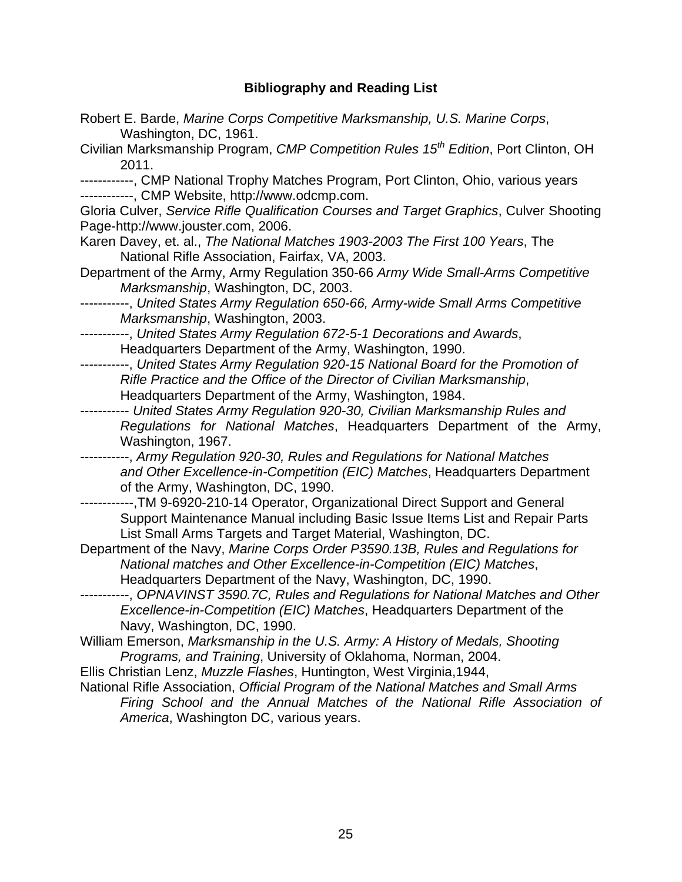### Bibliography and Reading List

Robert E. Barde, *Marine Corps Competitive Marksmanship, U.S. Marine Corps*, Washington, DC, 1961.

Civilian Marksmanship Program, *CMP Competition Rules 15th Edition*, Port Clinton, OH 2011.

------------, CMP National Trophy Matches Program, Port Clinton, Ohio, various years

------------, CMP Website, http://www.odcmp.com.

Gloria Culver, *Service Rifle Qualification Courses and Target Graphics*, Culver Shooting Page-http://www.jouster.com, 2006.

Karen Davey, et. al., *The National Matches 1903-2003 The First 100 Years*, The National Rifle Association, Fairfax, VA, 2003.

Department of the Army, Army Regulation 350-66 *Army Wide Small-Arms Competitive Marksmanship*, Washington, DC, 2003.

-----------, *United States Army Regulation 650-66, Army-wide Small Arms Competitive Marksmanship*, Washington, 2003.

-----------, *United States Army Regulation 672-5-1 Decorations and Awards*, Headquarters Department of the Army, Washington, 1990.

-----------, *United States Army Regulation 920-15 National Board for the Promotion of Rifle Practice and the Office of the Director of Civilian Marksmanship*, Headquarters Department of the Army, Washington, 1984.

----------- *United States Army Regulation 920-30, Civilian Marksmanship Rules and Regulations for National Matches*, Headquarters Department of the Army, Washington, 1967.

-----------, *Army Regulation 920-30, Rules and Regulations for National Matches and Other Excellence-in-Competition (EIC) Matches*, Headquarters Department of the Army, Washington, DC, 1990.

------------,TM 9-6920-210-14 Operator, Organizational Direct Support and General Support Maintenance Manual including Basic Issue Items List and Repair Parts List Small Arms Targets and Target Material, Washington, DC.

Department of the Navy, *Marine Corps Order P3590.13B, Rules and Regulations for National matches and Other Excellence-in-Competition (EIC) Matches*, Headquarters Department of the Navy, Washington, DC, 1990.

-----------, *OPNAVINST 3590.7C, Rules and Regulations for National Matches and Other Excellence-in-Competition (EIC) Matches*, Headquarters Department of the Navy, Washington, DC, 1990.

William Emerson, *Marksmanship in the U.S. Army: A History of Medals, Shooting Programs, and Training*, University of Oklahoma, Norman, 2004.

Ellis Christian Lenz, *Muzzle Flashes*, Huntington, West Virginia,1944,

National Rifle Association, *Official Program of the National Matches and Small Arms Firing School and the Annual Matches of the National Rifle Association of America*, Washington DC, various years.